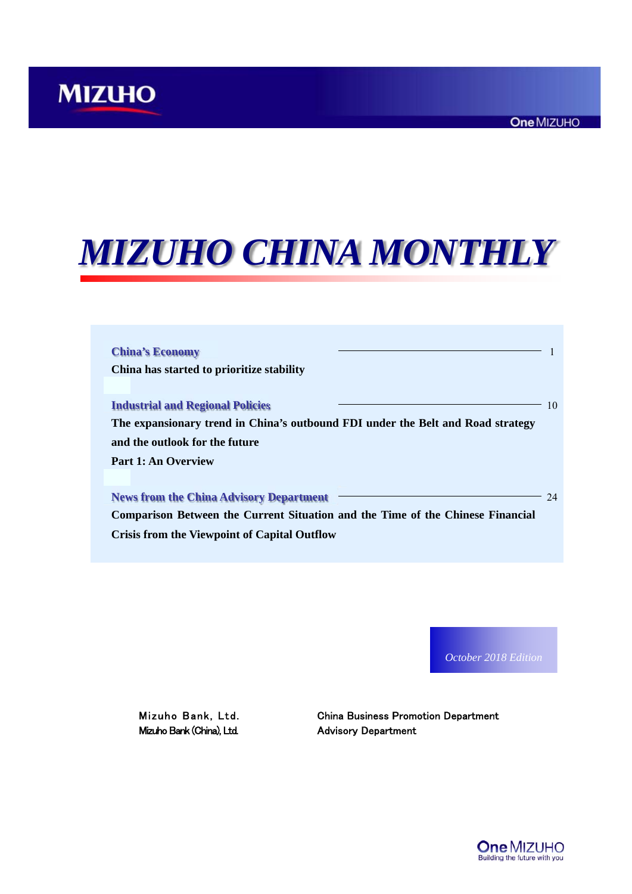MIZUHO

One MIZUHO

# *MIZUHO CHINA MONTHLY*

**China's Economy** —— 1

**China has started to prioritize stability**

**Industrial and Regional Policies** —— 10

**The expansionary trend in China's outbound FDI under the Belt and Road strategy and the outlook for the future**

**Part 1: An Overview**

**News from the China Advisory Department** —— 24

**Comparison Between the Current Situation and the Time of the Chinese Financial Crisis from the Viewpoint of Capital Outflow**

*October 2018 Edition*

Mizuho Bank, Ltd.
Mizuho Bank (China), Ltd.

China Business Promotion Department
Advisory Department

One MIZUHO
Building the future with you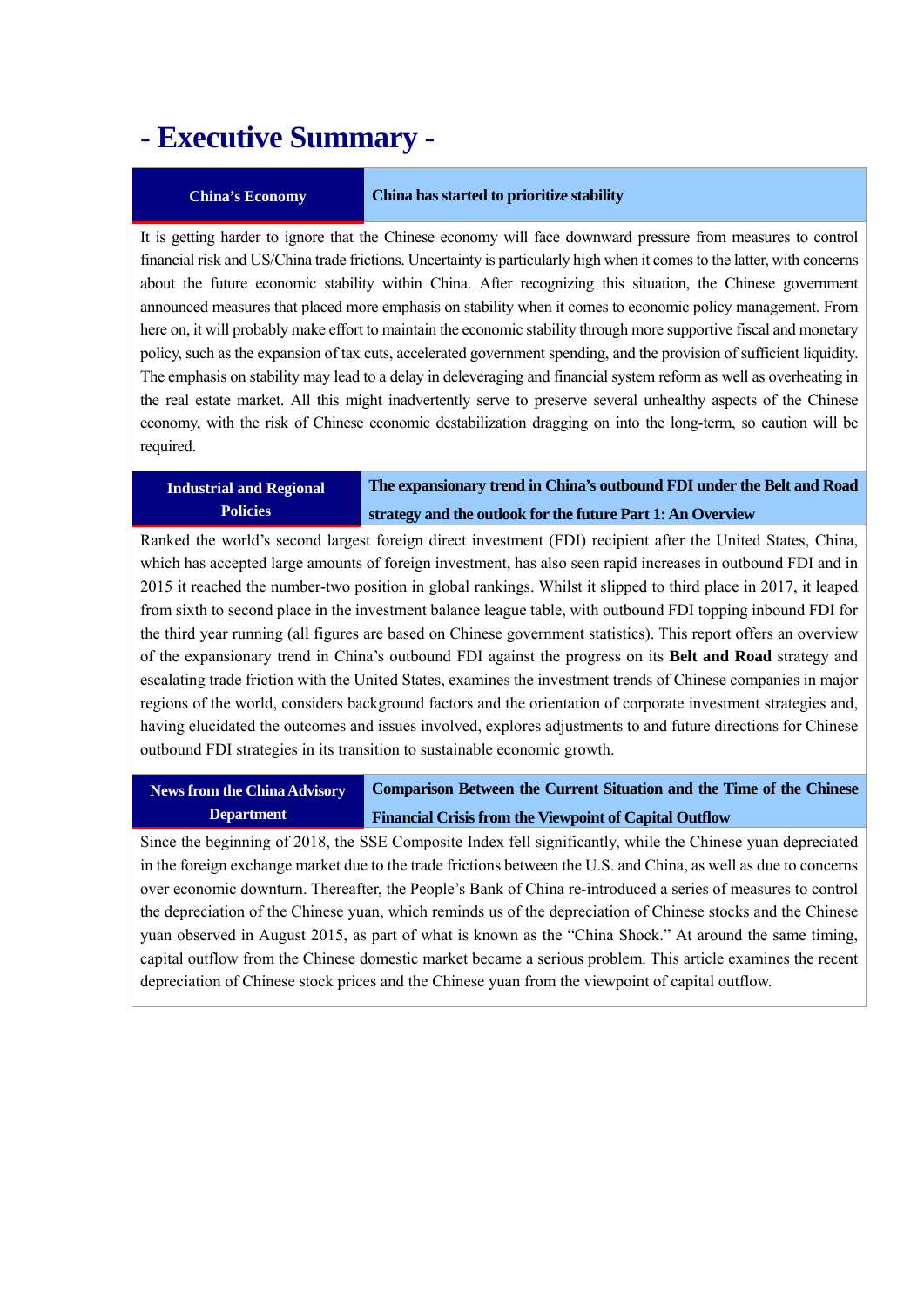# - Executive Summary -

## China's Economy — China has started to prioritize stability

It is getting harder to ignore that the Chinese economy will face downward pressure from measures to control financial risk and US/China trade frictions. Uncertainty is particularly high when it comes to the latter, with concerns about the future economic stability within China. After recognizing this situation, the Chinese government announced measures that placed more emphasis on stability when it comes to economic policy management. From here on, it will probably make effort to maintain the economic stability through more supportive fiscal and monetary policy, such as the expansion of tax cuts, accelerated government spending, and the provision of sufficient liquidity. The emphasis on stability may lead to a delay in deleveraging and financial system reform as well as overheating in the real estate market. All this might inadvertently serve to preserve several unhealthy aspects of the Chinese economy, with the risk of Chinese economic destabilization dragging on into the long-term, so caution will be required.

## Industrial and Regional Policies — The expansionary trend in China's outbound FDI under the Belt and Road strategy and the outlook for the future Part 1: An Overview

Ranked the world's second largest foreign direct investment (FDI) recipient after the United States, China, which has accepted large amounts of foreign investment, has also seen rapid increases in outbound FDI and in 2015 it reached the number-two position in global rankings. Whilst it slipped to third place in 2017, it leaped from sixth to second place in the investment balance league table, with outbound FDI topping inbound FDI for the third year running (all figures are based on Chinese government statistics). This report offers an overview of the expansionary trend in China's outbound FDI against the progress on its **Belt and Road** strategy and escalating trade friction with the United States, examines the investment trends of Chinese companies in major regions of the world, considers background factors and the orientation of corporate investment strategies and, having elucidated the outcomes and issues involved, explores adjustments to and future directions for Chinese outbound FDI strategies in its transition to sustainable economic growth.

## News from the China Advisory Department — Comparison Between the Current Situation and the Time of the Chinese Financial Crisis from the Viewpoint of Capital Outflow

Since the beginning of 2018, the SSE Composite Index fell significantly, while the Chinese yuan depreciated in the foreign exchange market due to the trade frictions between the U.S. and China, as well as due to concerns over economic downturn. Thereafter, the People's Bank of China re-introduced a series of measures to control the depreciation of the Chinese yuan, which reminds us of the depreciation of Chinese stocks and the Chinese yuan observed in August 2015, as part of what is known as the "China Shock." At around the same timing, capital outflow from the Chinese domestic market became a serious problem. This article examines the recent depreciation of Chinese stock prices and the Chinese yuan from the viewpoint of capital outflow.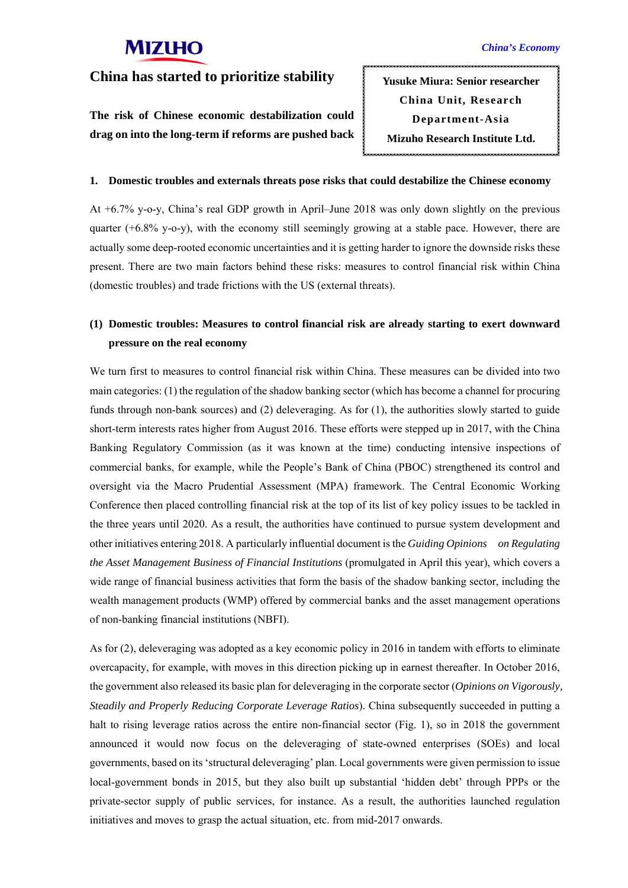# China has started to prioritize stability

**The risk of Chinese economic destabilization could drag on into the long-term if reforms are pushed back**

**Yusuke Miura: Senior researcher**
**China Unit, Research Department-Asia**
**Mizuho Research Institute Ltd.**

## 1. Domestic troubles and externals threats pose risks that could destabilize the Chinese economy

At +6.7% y-o-y, China's real GDP growth in April–June 2018 was only down slightly on the previous quarter (+6.8% y-o-y), with the economy still seemingly growing at a stable pace. However, there are actually some deep-rooted economic uncertainties and it is getting harder to ignore the downside risks these present. There are two main factors behind these risks: measures to control financial risk within China (domestic troubles) and trade frictions with the US (external threats).

### (1) Domestic troubles: Measures to control financial risk are already starting to exert downward pressure on the real economy

We turn first to measures to control financial risk within China. These measures can be divided into two main categories: (1) the regulation of the shadow banking sector (which has become a channel for procuring funds through non-bank sources) and (2) deleveraging. As for (1), the authorities slowly started to guide short-term interests rates higher from August 2016. These efforts were stepped up in 2017, with the China Banking Regulatory Commission (as it was known at the time) conducting intensive inspections of commercial banks, for example, while the People's Bank of China (PBOC) strengthened its control and oversight via the Macro Prudential Assessment (MPA) framework. The Central Economic Working Conference then placed controlling financial risk at the top of its list of key policy issues to be tackled in the three years until 2020. As a result, the authorities have continued to pursue system development and other initiatives entering 2018. A particularly influential document is the *Guiding Opinions on Regulating the Asset Management Business of Financial Institutions* (promulgated in April this year), which covers a wide range of financial business activities that form the basis of the shadow banking sector, including the wealth management products (WMP) offered by commercial banks and the asset management operations of non-banking financial institutions (NBFI).

As for (2), deleveraging was adopted as a key economic policy in 2016 in tandem with efforts to eliminate overcapacity, for example, with moves in this direction picking up in earnest thereafter. In October 2016, the government also released its basic plan for deleveraging in the corporate sector (*Opinions on Vigorously, Steadily and Properly Reducing Corporate Leverage Ratios*). China subsequently succeeded in putting a halt to rising leverage ratios across the entire non-financial sector (Fig. 1), so in 2018 the government announced it would now focus on the deleveraging of state-owned enterprises (SOEs) and local governments, based on its 'structural deleveraging' plan. Local governments were given permission to issue local-government bonds in 2015, but they also built up substantial 'hidden debt' through PPPs or the private-sector supply of public services, for instance. As a result, the authorities launched regulation initiatives and moves to grasp the actual situation, etc. from mid-2017 onwards.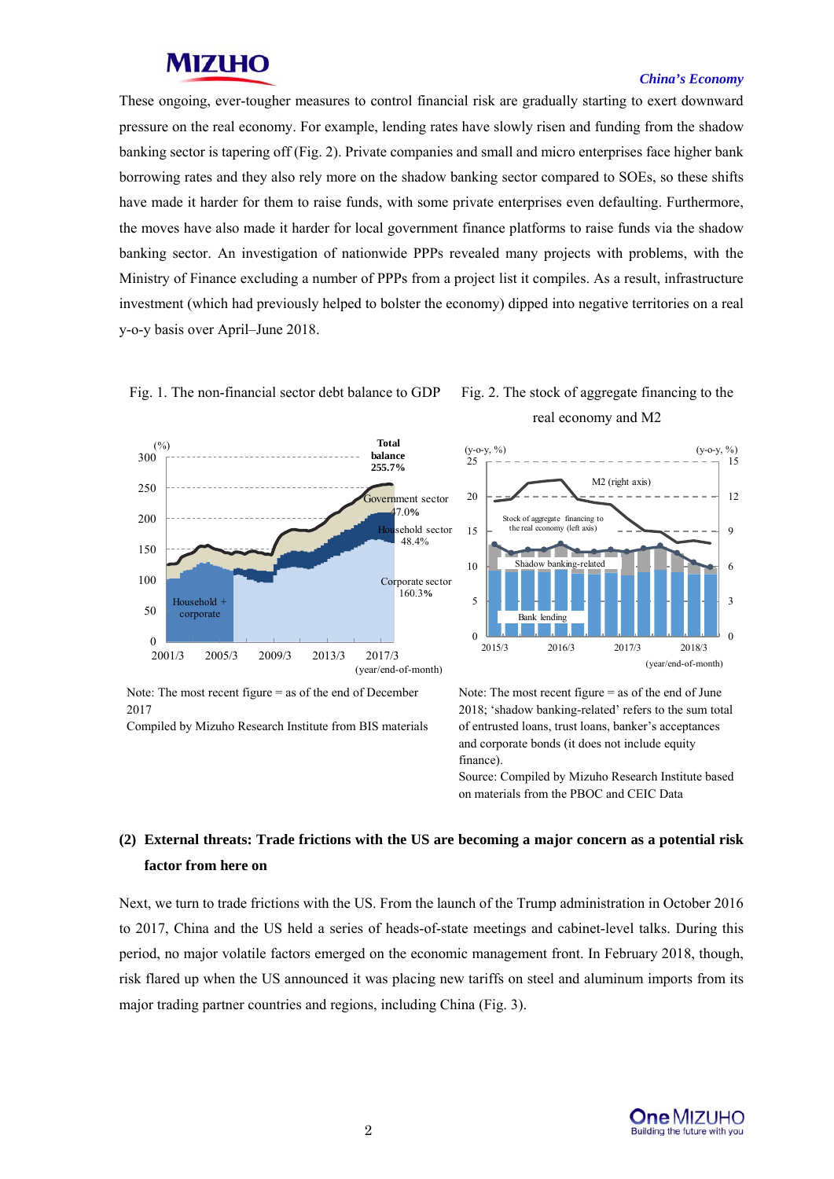These ongoing, ever-tougher measures to control financial risk are gradually starting to exert downward pressure on the real economy. For example, lending rates have slowly risen and funding from the shadow banking sector is tapering off (Fig. 2). Private companies and small and micro enterprises face higher bank borrowing rates and they also rely more on the shadow banking sector compared to SOEs, so these shifts have made it harder for them to raise funds, with some private enterprises even defaulting. Furthermore, the moves have also made it harder for local government finance platforms to raise funds via the shadow banking sector. An investigation of nationwide PPPs revealed many projects with problems, with the Ministry of Finance excluding a number of PPPs from a project list it compiles. As a result, infrastructure investment (which had previously helped to bolster the economy) dipped into negative territories on a real y-o-y basis over April–June 2018.

Fig. 1. The non-financial sector debt balance to GDP

Note: The most recent figure = as of the end of December 2017

Compiled by Mizuho Research Institute from BIS materials

Fig. 2. The stock of aggregate financing to the real economy and M2

Note: The most recent figure = as of the end of June 2018; 'shadow banking-related' refers to the sum total of entrusted loans, trust loans, banker's acceptances and corporate bonds (it does not include equity finance).

Source: Compiled by Mizuho Research Institute based on materials from the PBOC and CEIC Data

### (2) External threats: Trade frictions with the US are becoming a major concern as a potential risk factor from here on

Next, we turn to trade frictions with the US. From the launch of the Trump administration in October 2016 to 2017, China and the US held a series of heads-of-state meetings and cabinet-level talks. During this period, no major volatile factors emerged on the economic management front. In February 2018, though, risk flared up when the US announced it was placing new tariffs on steel and aluminum imports from its major trading partner countries and regions, including China (Fig. 3).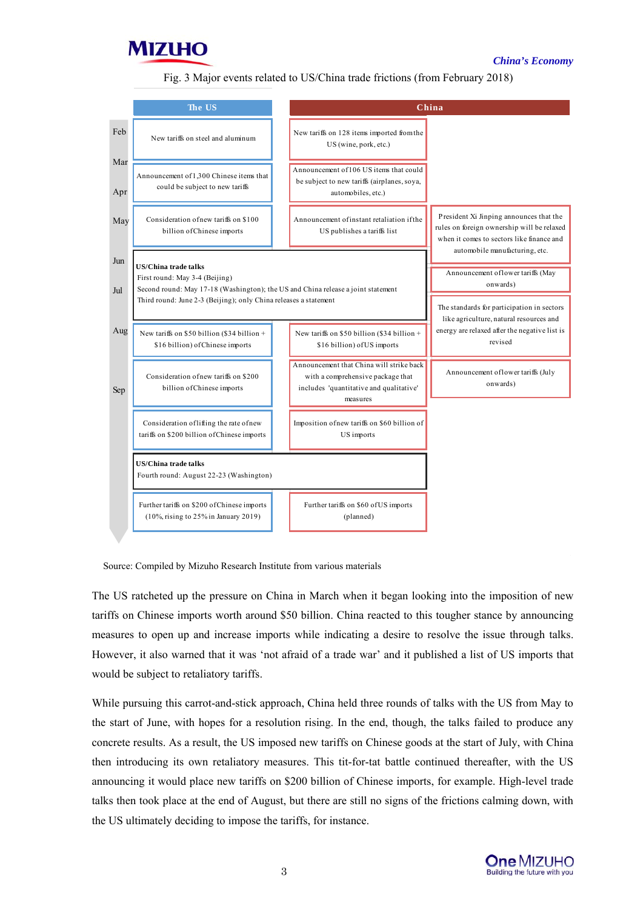Fig. 3 Major events related to US/China trade frictions (from February 2018)

| Month | The US | China | |
|---|---|---|---|
| Feb | New tariffs on steel and aluminum | New tariffs on 128 items imported from the US (wine, pork, etc.) | |
| Mar–Apr | Announcement of 1,300 Chinese items that could be subject to new tariffs | Announcement of 106 US items that could be subject to new tariffs (airplanes, soya, automobiles, etc.) | |
| May | Consideration of new tariffs on $100 billion of Chinese imports | Announcement of instant retaliation if the US publishes a tariffs list | President Xi Jinping announces that the rules on foreign ownership will be relaxed when it comes to sectors like finance and automobile manufacturing, etc. |
| Jun–Jul | **US/China trade talks**<br>First round: May 3-4 (Beijing)<br>Second round: May 17-18 (Washington); the US and China release a joint statement<br>Third round: June 2-3 (Beijing); only China releases a statement | | Announcement of lower tariffs (May onwards)<br>The standards for participation in sectors like agriculture, natural resources and energy are relaxed after the negative list is revised |
| Aug | New tariffs on $50 billion ($34 billion + $16 billion) of Chinese imports | New tariffs on $50 billion ($34 billion + $16 billion) of US imports | |
| Sep | Consideration of new tariffs on $200 billion of Chinese imports | Announcement that China will strike back with a comprehensive package that includes 'quantitative and qualitative' measures | Announcement of lower tariffs (July onwards) |
| | Consideration of lifting the rate of new tariffs on $200 billion of Chinese imports | Imposition of new tariffs on $60 billion of US imports | |
| | **US/China trade talks**<br>Fourth round: August 22-23 (Washington) | | |
| | Further tariffs on $200 of Chinese imports (10%, rising to 25% in January 2019) | Further tariffs on $60 of US imports (planned) | |

Source: Compiled by Mizuho Research Institute from various materials

The US ratcheted up the pressure on China in March when it began looking into the imposition of new tariffs on Chinese imports worth around $50 billion. China reacted to this tougher stance by announcing measures to open up and increase imports while indicating a desire to resolve the issue through talks. However, it also warned that it was 'not afraid of a trade war' and it published a list of US imports that would be subject to retaliatory tariffs.

While pursuing this carrot-and-stick approach, China held three rounds of talks with the US from May to the start of June, with hopes for a resolution rising. In the end, though, the talks failed to produce any concrete results. As a result, the US imposed new tariffs on Chinese goods at the start of July, with China then introducing its own retaliatory measures. This tit-for-tat battle continued thereafter, with the US announcing it would place new tariffs on $200 billion of Chinese imports, for example. High-level trade talks then took place at the end of August, but there are still no signs of the frictions calming down, with the US ultimately deciding to impose the tariffs, for instance.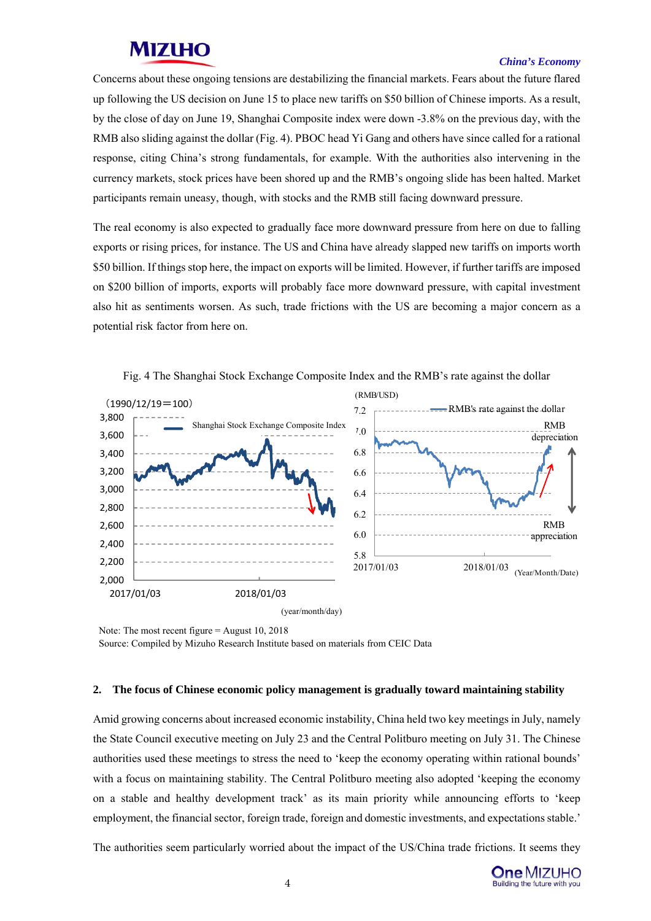Concerns about these ongoing tensions are destabilizing the financial markets. Fears about the future flared up following the US decision on June 15 to place new tariffs on $50 billion of Chinese imports. As a result, by the close of day on June 19, Shanghai Composite index were down -3.8% on the previous day, with the RMB also sliding against the dollar (Fig. 4). PBOC head Yi Gang and others have since called for a rational response, citing China's strong fundamentals, for example. With the authorities also intervening in the currency markets, stock prices have been shored up and the RMB's ongoing slide has been halted. Market participants remain uneasy, though, with stocks and the RMB still facing downward pressure.

The real economy is also expected to gradually face more downward pressure from here on due to falling exports or rising prices, for instance. The US and China have already slapped new tariffs on imports worth $50 billion. If things stop here, the impact on exports will be limited. However, if further tariffs are imposed on $200 billion of imports, exports will probably face more downward pressure, with capital investment also hit as sentiments worsen. As such, trade frictions with the US are becoming a major concern as a potential risk factor from here on.

Fig. 4 The Shanghai Stock Exchange Composite Index and the RMB's rate against the dollar

Note: The most recent figure = August 10, 2018
Source: Compiled by Mizuho Research Institute based on materials from CEIC Data

## 2. The focus of Chinese economic policy management is gradually toward maintaining stability

Amid growing concerns about increased economic instability, China held two key meetings in July, namely the State Council executive meeting on July 23 and the Central Politburo meeting on July 31. The Chinese authorities used these meetings to stress the need to 'keep the economy operating within rational bounds' with a focus on maintaining stability. The Central Politburo meeting also adopted 'keeping the economy on a stable and healthy development track' as its main priority while announcing efforts to 'keep employment, the financial sector, foreign trade, foreign and domestic investments, and expectations stable.'

The authorities seem particularly worried about the impact of the US/China trade frictions. It seems they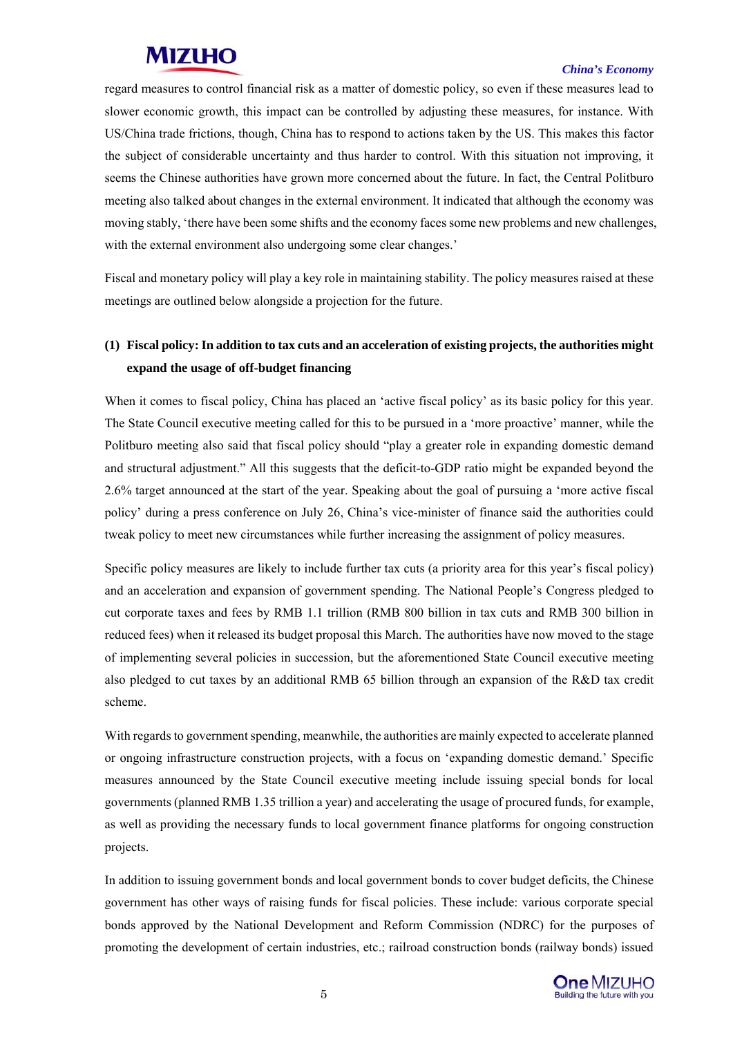regard measures to control financial risk as a matter of domestic policy, so even if these measures lead to slower economic growth, this impact can be controlled by adjusting these measures, for instance. With US/China trade frictions, though, China has to respond to actions taken by the US. This makes this factor the subject of considerable uncertainty and thus harder to control. With this situation not improving, it seems the Chinese authorities have grown more concerned about the future. In fact, the Central Politburo meeting also talked about changes in the external environment. It indicated that although the economy was moving stably, 'there have been some shifts and the economy faces some new problems and new challenges, with the external environment also undergoing some clear changes.'

Fiscal and monetary policy will play a key role in maintaining stability. The policy measures raised at these meetings are outlined below alongside a projection for the future.

### (1) Fiscal policy: In addition to tax cuts and an acceleration of existing projects, the authorities might expand the usage of off-budget financing

When it comes to fiscal policy, China has placed an 'active fiscal policy' as its basic policy for this year. The State Council executive meeting called for this to be pursued in a 'more proactive' manner, while the Politburo meeting also said that fiscal policy should "play a greater role in expanding domestic demand and structural adjustment." All this suggests that the deficit-to-GDP ratio might be expanded beyond the 2.6% target announced at the start of the year. Speaking about the goal of pursuing a 'more active fiscal policy' during a press conference on July 26, China's vice-minister of finance said the authorities could tweak policy to meet new circumstances while further increasing the assignment of policy measures.

Specific policy measures are likely to include further tax cuts (a priority area for this year's fiscal policy) and an acceleration and expansion of government spending. The National People's Congress pledged to cut corporate taxes and fees by RMB 1.1 trillion (RMB 800 billion in tax cuts and RMB 300 billion in reduced fees) when it released its budget proposal this March. The authorities have now moved to the stage of implementing several policies in succession, but the aforementioned State Council executive meeting also pledged to cut taxes by an additional RMB 65 billion through an expansion of the R&D tax credit scheme.

With regards to government spending, meanwhile, the authorities are mainly expected to accelerate planned or ongoing infrastructure construction projects, with a focus on 'expanding domestic demand.' Specific measures announced by the State Council executive meeting include issuing special bonds for local governments (planned RMB 1.35 trillion a year) and accelerating the usage of procured funds, for example, as well as providing the necessary funds to local government finance platforms for ongoing construction projects.

In addition to issuing government bonds and local government bonds to cover budget deficits, the Chinese government has other ways of raising funds for fiscal policies. These include: various corporate special bonds approved by the National Development and Reform Commission (NDRC) for the purposes of promoting the development of certain industries, etc.; railroad construction bonds (railway bonds) issued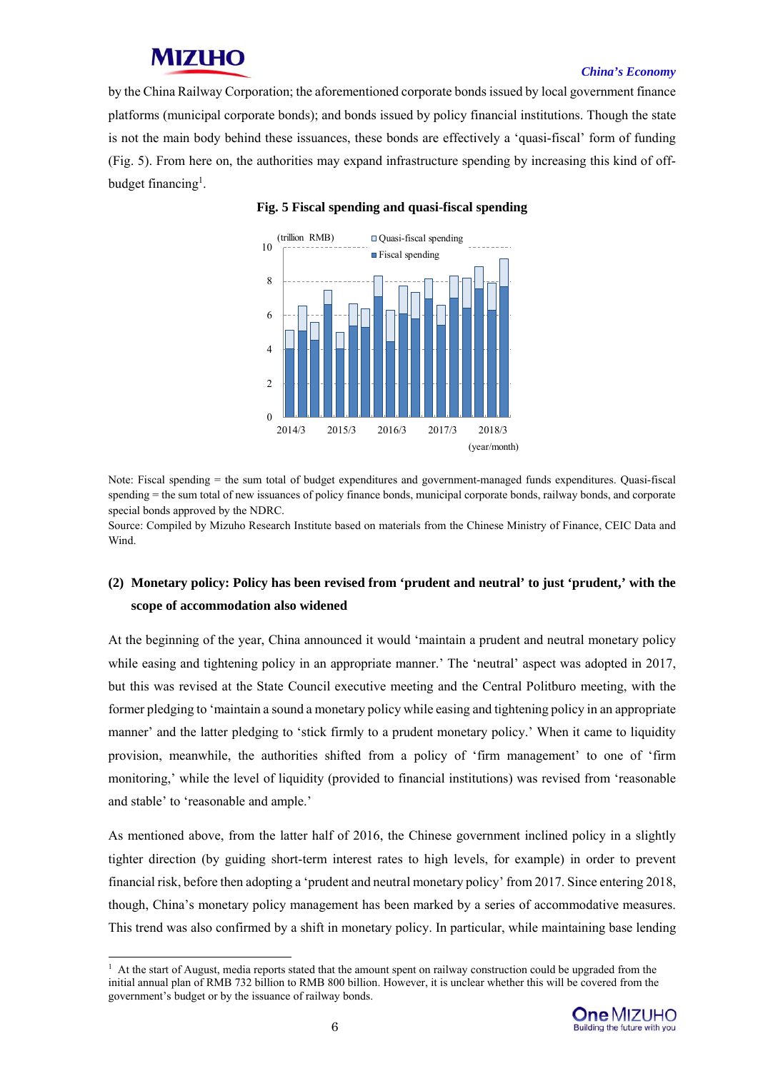by the China Railway Corporation; the aforementioned corporate bonds issued by local government finance platforms (municipal corporate bonds); and bonds issued by policy financial institutions. Though the state is not the main body behind these issuances, these bonds are effectively a 'quasi-fiscal' form of funding (Fig. 5). From here on, the authorities may expand infrastructure spending by increasing this kind of off-budget financing[1].

**Fig. 5 Fiscal spending and quasi-fiscal spending**

Note: Fiscal spending = the sum total of budget expenditures and government-managed funds expenditures. Quasi-fiscal spending = the sum total of new issuances of policy finance bonds, municipal corporate bonds, railway bonds, and corporate special bonds approved by the NDRC.

Source: Compiled by Mizuho Research Institute based on materials from the Chinese Ministry of Finance, CEIC Data and Wind.

### (2) Monetary policy: Policy has been revised from 'prudent and neutral' to just 'prudent,' with the scope of accommodation also widened

At the beginning of the year, China announced it would 'maintain a prudent and neutral monetary policy while easing and tightening policy in an appropriate manner.' The 'neutral' aspect was adopted in 2017, but this was revised at the State Council executive meeting and the Central Politburo meeting, with the former pledging to 'maintain a sound a monetary policy while easing and tightening policy in an appropriate manner' and the latter pledging to 'stick firmly to a prudent monetary policy.' When it came to liquidity provision, meanwhile, the authorities shifted from a policy of 'firm management' to one of 'firm monitoring,' while the level of liquidity (provided to financial institutions) was revised from 'reasonable and stable' to 'reasonable and ample.'

As mentioned above, from the latter half of 2016, the Chinese government inclined policy in a slightly tighter direction (by guiding short-term interest rates to high levels, for example) in order to prevent financial risk, before then adopting a 'prudent and neutral monetary policy' from 2017. Since entering 2018, though, China's monetary policy management has been marked by a series of accommodative measures. This trend was also confirmed by a shift in monetary policy. In particular, while maintaining base lending

[1] At the start of August, media reports stated that the amount spent on railway construction could be upgraded from the initial annual plan of RMB 732 billion to RMB 800 billion. However, it is unclear whether this will be covered from the government's budget or by the issuance of railway bonds.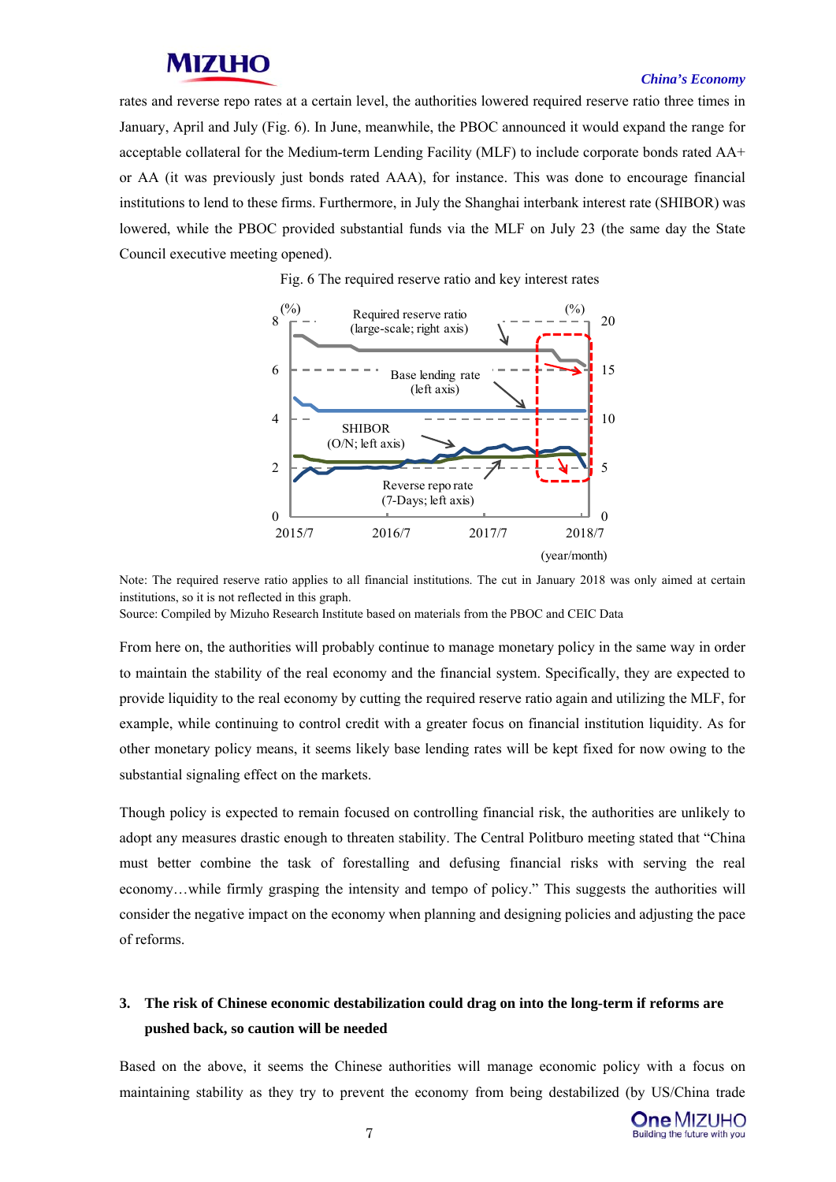rates and reverse repo rates at a certain level, the authorities lowered required reserve ratio three times in January, April and July (Fig. 6). In June, meanwhile, the PBOC announced it would expand the range for acceptable collateral for the Medium-term Lending Facility (MLF) to include corporate bonds rated AA+ or AA (it was previously just bonds rated AAA), for instance. This was done to encourage financial institutions to lend to these firms. Furthermore, in July the Shanghai interbank interest rate (SHIBOR) was lowered, while the PBOC provided substantial funds via the MLF on July 23 (the same day the State Council executive meeting opened).

Fig. 6 The required reserve ratio and key interest rates

Note: The required reserve ratio applies to all financial institutions. The cut in January 2018 was only aimed at certain institutions, so it is not reflected in this graph.
Source: Compiled by Mizuho Research Institute based on materials from the PBOC and CEIC Data

From here on, the authorities will probably continue to manage monetary policy in the same way in order to maintain the stability of the real economy and the financial system. Specifically, they are expected to provide liquidity to the real economy by cutting the required reserve ratio again and utilizing the MLF, for example, while continuing to control credit with a greater focus on financial institution liquidity. As for other monetary policy means, it seems likely base lending rates will be kept fixed for now owing to the substantial signaling effect on the markets.

Though policy is expected to remain focused on controlling financial risk, the authorities are unlikely to adopt any measures drastic enough to threaten stability. The Central Politburo meeting stated that "China must better combine the task of forestalling and defusing financial risks with serving the real economy…while firmly grasping the intensity and tempo of policy." This suggests the authorities will consider the negative impact on the economy when planning and designing policies and adjusting the pace of reforms.

## 3. The risk of Chinese economic destabilization could drag on into the long-term if reforms are pushed back, so caution will be needed

Based on the above, it seems the Chinese authorities will manage economic policy with a focus on maintaining stability as they try to prevent the economy from being destabilized (by US/China trade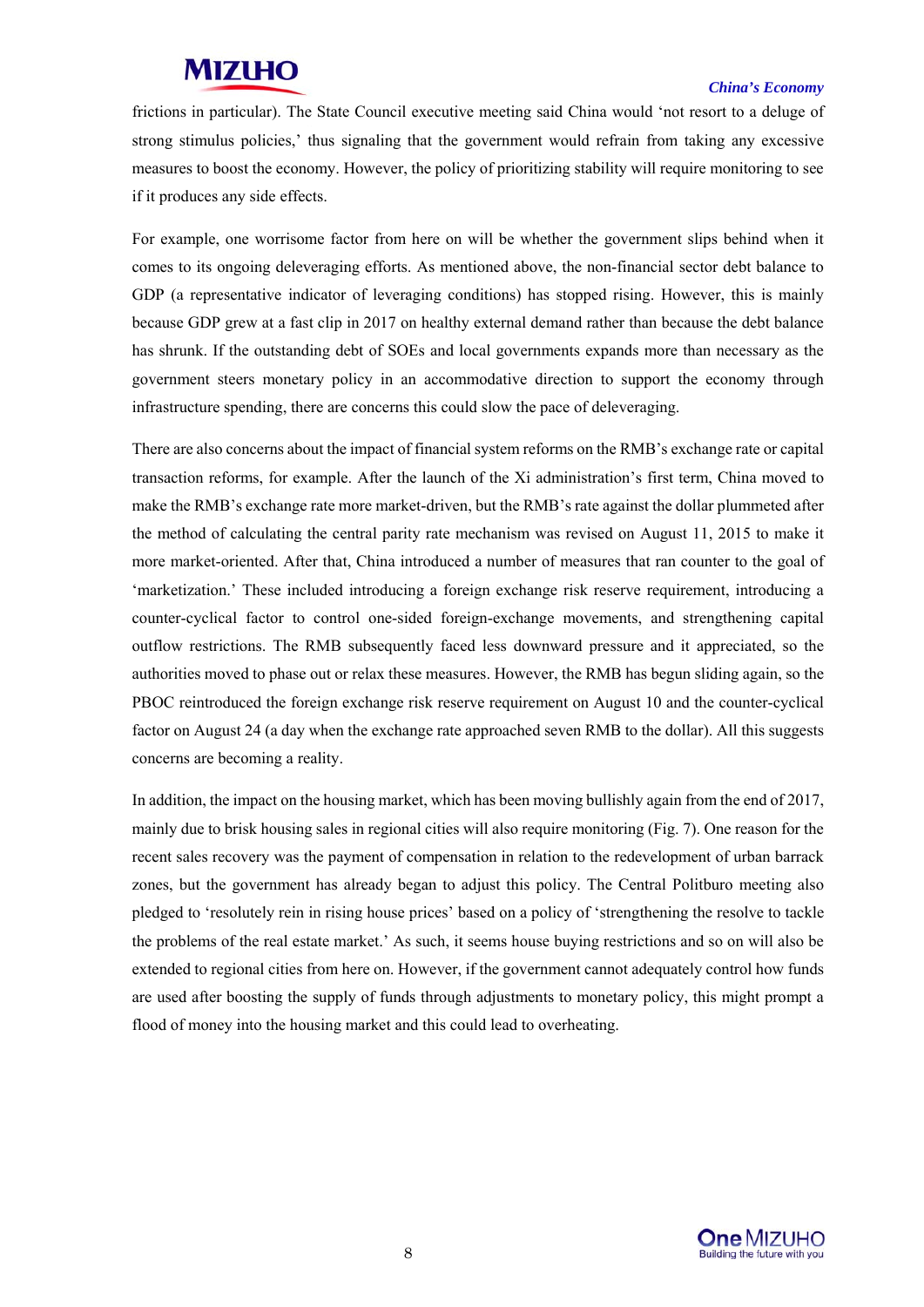frictions in particular). The State Council executive meeting said China would 'not resort to a deluge of strong stimulus policies,' thus signaling that the government would refrain from taking any excessive measures to boost the economy. However, the policy of prioritizing stability will require monitoring to see if it produces any side effects.

For example, one worrisome factor from here on will be whether the government slips behind when it comes to its ongoing deleveraging efforts. As mentioned above, the non-financial sector debt balance to GDP (a representative indicator of leveraging conditions) has stopped rising. However, this is mainly because GDP grew at a fast clip in 2017 on healthy external demand rather than because the debt balance has shrunk. If the outstanding debt of SOEs and local governments expands more than necessary as the government steers monetary policy in an accommodative direction to support the economy through infrastructure spending, there are concerns this could slow the pace of deleveraging.

There are also concerns about the impact of financial system reforms on the RMB's exchange rate or capital transaction reforms, for example. After the launch of the Xi administration's first term, China moved to make the RMB's exchange rate more market-driven, but the RMB's rate against the dollar plummeted after the method of calculating the central parity rate mechanism was revised on August 11, 2015 to make it more market-oriented. After that, China introduced a number of measures that ran counter to the goal of 'marketization.' These included introducing a foreign exchange risk reserve requirement, introducing a counter-cyclical factor to control one-sided foreign-exchange movements, and strengthening capital outflow restrictions. The RMB subsequently faced less downward pressure and it appreciated, so the authorities moved to phase out or relax these measures. However, the RMB has begun sliding again, so the PBOC reintroduced the foreign exchange risk reserve requirement on August 10 and the counter-cyclical factor on August 24 (a day when the exchange rate approached seven RMB to the dollar). All this suggests concerns are becoming a reality.

In addition, the impact on the housing market, which has been moving bullishly again from the end of 2017, mainly due to brisk housing sales in regional cities will also require monitoring (Fig. 7). One reason for the recent sales recovery was the payment of compensation in relation to the redevelopment of urban barrack zones, but the government has already began to adjust this policy. The Central Politburo meeting also pledged to 'resolutely rein in rising house prices' based on a policy of 'strengthening the resolve to tackle the problems of the real estate market.' As such, it seems house buying restrictions and so on will also be extended to regional cities from here on. However, if the government cannot adequately control how funds are used after boosting the supply of funds through adjustments to monetary policy, this might prompt a flood of money into the housing market and this could lead to overheating.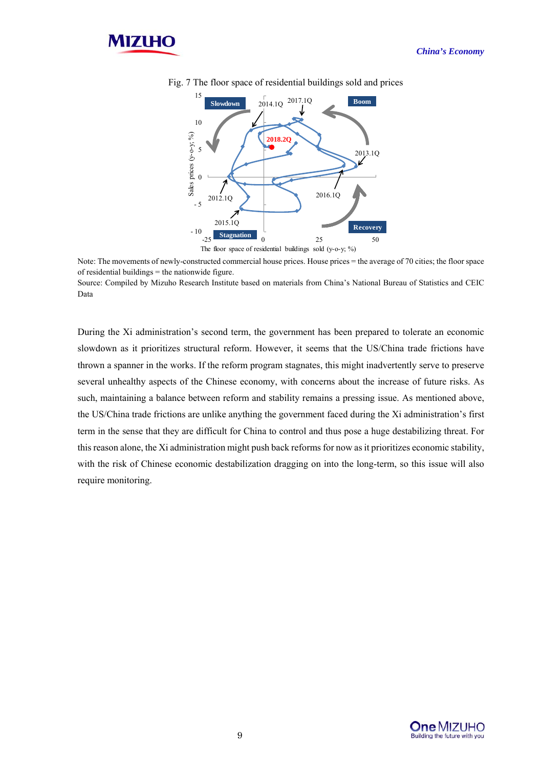Fig. 7 The floor space of residential buildings sold and prices

Note: The movements of newly-constructed commercial house prices. House prices = the average of 70 cities; the floor space of residential buildings = the nationwide figure.
Source: Compiled by Mizuho Research Institute based on materials from China's National Bureau of Statistics and CEIC Data

During the Xi administration's second term, the government has been prepared to tolerate an economic slowdown as it prioritizes structural reform. However, it seems that the US/China trade frictions have thrown a spanner in the works. If the reform program stagnates, this might inadvertently serve to preserve several unhealthy aspects of the Chinese economy, with concerns about the increase of future risks. As such, maintaining a balance between reform and stability remains a pressing issue. As mentioned above, the US/China trade frictions are unlike anything the government faced during the Xi administration's first term in the sense that they are difficult for China to control and thus pose a huge destabilizing threat. For this reason alone, the Xi administration might push back reforms for now as it prioritizes economic stability, with the risk of Chinese economic destabilization dragging on into the long-term, so this issue will also require monitoring.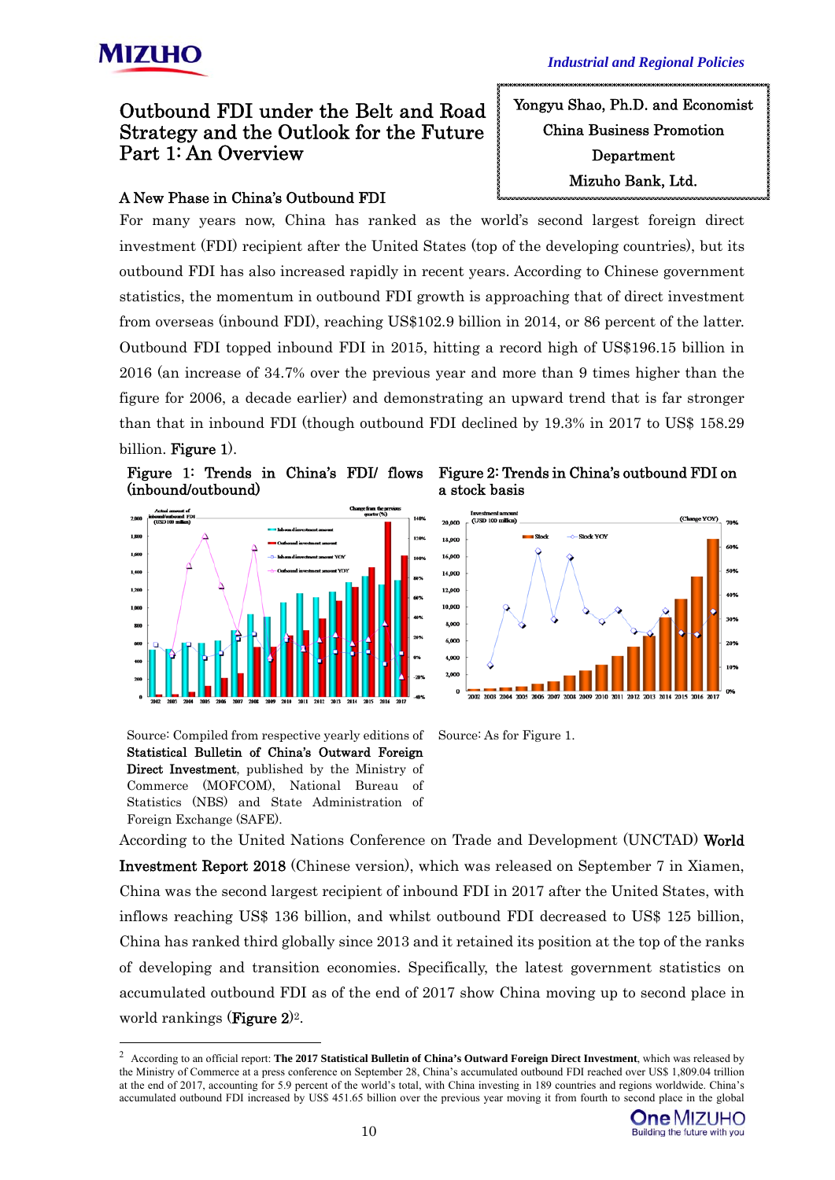*Industrial and Regional Policies*

# Outbound FDI under the Belt and Road Strategy and the Outlook for the Future Part 1: An Overview

Yongyu Shao, Ph.D. and Economist
China Business Promotion Department
Mizuho Bank, Ltd.

## A New Phase in China's Outbound FDI

For many years now, China has ranked as the world's second largest foreign direct investment (FDI) recipient after the United States (top of the developing countries), but its outbound FDI has also increased rapidly in recent years. According to Chinese government statistics, the momentum in outbound FDI growth is approaching that of direct investment from overseas (inbound FDI), reaching US$102.9 billion in 2014, or 86 percent of the latter. Outbound FDI topped inbound FDI in 2015, hitting a record high of US$196.15 billion in 2016 (an increase of 34.7% over the previous year and more than 9 times higher than the figure for 2006, a decade earlier) and demonstrating an upward trend that is far stronger than that in inbound FDI (though outbound FDI declined by 19.3% in 2017 to US$ 158.29 billion. **Figure 1**).

**Figure 1: Trends in China's FDI/ flows (inbound/outbound)**

Source: Compiled from respective yearly editions of **Statistical Bulletin of China's Outward Foreign Direct Investment**, published by the Ministry of Commerce (MOFCOM), National Bureau of Statistics (NBS) and State Administration of Foreign Exchange (SAFE).

**Figure 2: Trends in China's outbound FDI on a stock basis**

Source: As for Figure 1.

According to the United Nations Conference on Trade and Development (UNCTAD) **World Investment Report 2018** (Chinese version), which was released on September 7 in Xiamen, China was the second largest recipient of inbound FDI in 2017 after the United States, with inflows reaching US$ 136 billion, and whilst outbound FDI decreased to US$ 125 billion, China has ranked third globally since 2013 and it retained its position at the top of the ranks of developing and transition economies. Specifically, the latest government statistics on accumulated outbound FDI as of the end of 2017 show China moving up to second place in world rankings (**Figure 2**)[2].

---

[2] According to an official report: **The 2017 Statistical Bulletin of China's Outward Foreign Direct Investment**, which was released by the Ministry of Commerce at a press conference on September 28, China's accumulated outbound FDI reached over US$ 1,809.04 trillion at the end of 2017, accounting for 5.9 percent of the world's total, with China investing in 189 countries and regions worldwide. China's accumulated outbound FDI increased by US$ 451.65 billion over the previous year moving it from fourth to second place in the global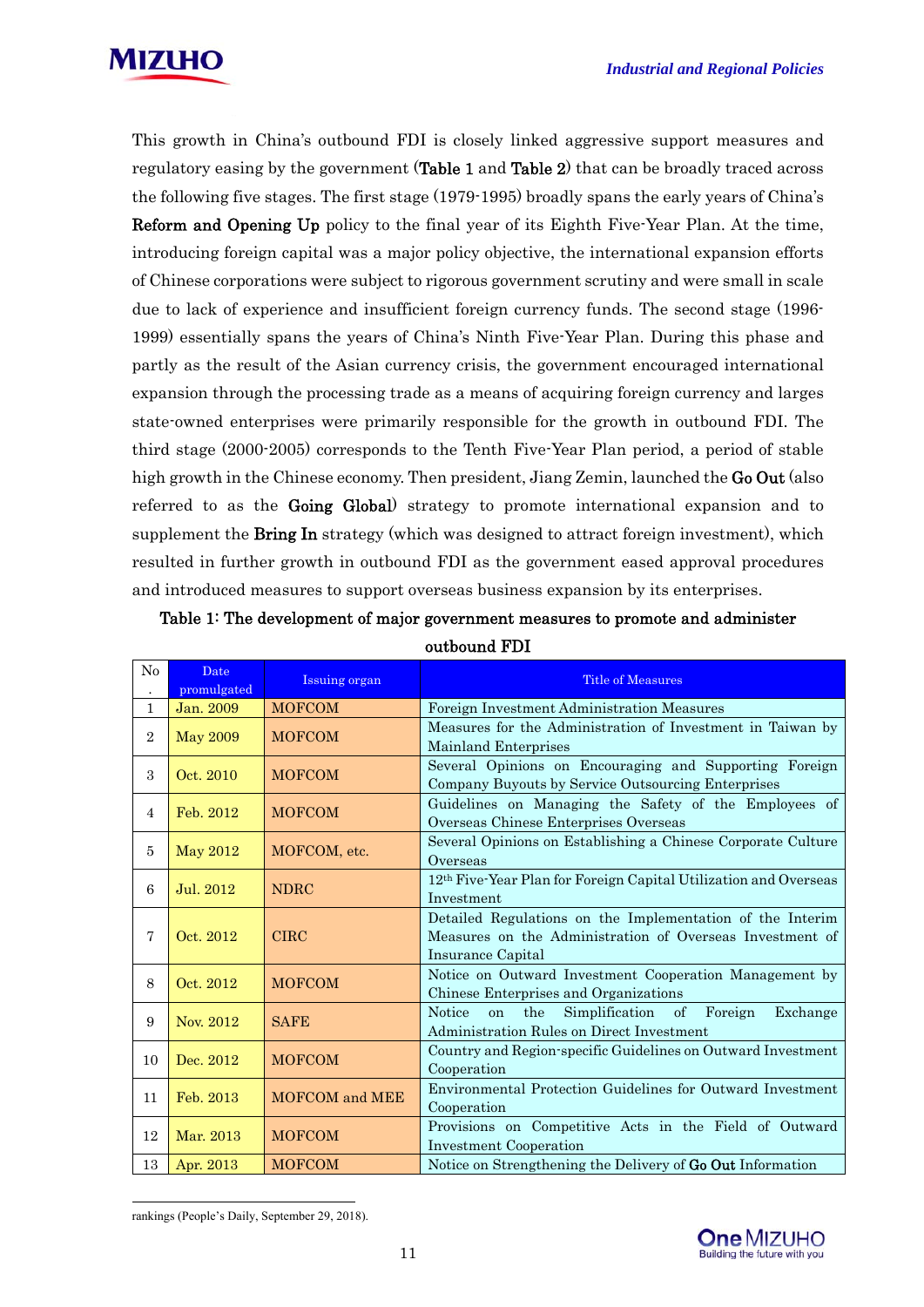This growth in China's outbound FDI is closely linked aggressive support measures and regulatory easing by the government (**Table 1** and **Table 2**) that can be broadly traced across the following five stages. The first stage (1979-1995) broadly spans the early years of China's **Reform and Opening Up** policy to the final year of its Eighth Five-Year Plan. At the time, introducing foreign capital was a major policy objective, the international expansion efforts of Chinese corporations were subject to rigorous government scrutiny and were small in scale due to lack of experience and insufficient foreign currency funds. The second stage (1996-1999) essentially spans the years of China's Ninth Five-Year Plan. During this phase and partly as the result of the Asian currency crisis, the government encouraged international expansion through the processing trade as a means of acquiring foreign currency and larges state-owned enterprises were primarily responsible for the growth in outbound FDI. The third stage (2000-2005) corresponds to the Tenth Five-Year Plan period, a period of stable high growth in the Chinese economy. Then president, Jiang Zemin, launched the **Go Out** (also referred to as the **Going Global**) strategy to promote international expansion and to supplement the **Bring In** strategy (which was designed to attract foreign investment), which resulted in further growth in outbound FDI as the government eased approval procedures and introduced measures to support overseas business expansion by its enterprises.

**Table 1: The development of major government measures to promote and administer outbound FDI**

| No. | Date promulgated | Issuing organ | Title of Measures |
|---|---|---|---|
| 1 | Jan. 2009 | MOFCOM | Foreign Investment Administration Measures |
| 2 | May 2009 | MOFCOM | Measures for the Administration of Investment in Taiwan by Mainland Enterprises |
| 3 | Oct. 2010 | MOFCOM | Several Opinions on Encouraging and Supporting Foreign Company Buyouts by Service Outsourcing Enterprises |
| 4 | Feb. 2012 | MOFCOM | Guidelines on Managing the Safety of the Employees of Overseas Chinese Enterprises Overseas |
| 5 | May 2012 | MOFCOM, etc. | Several Opinions on Establishing a Chinese Corporate Culture Overseas |
| 6 | Jul. 2012 | NDRC | 12th Five-Year Plan for Foreign Capital Utilization and Overseas Investment |
| 7 | Oct. 2012 | CIRC | Detailed Regulations on the Implementation of the Interim Measures on the Administration of Overseas Investment of Insurance Capital |
| 8 | Oct. 2012 | MOFCOM | Notice on Outward Investment Cooperation Management by Chinese Enterprises and Organizations |
| 9 | Nov. 2012 | SAFE | Notice on the Simplification of Foreign Exchange Administration Rules on Direct Investment |
| 10 | Dec. 2012 | MOFCOM | Country and Region-specific Guidelines on Outward Investment Cooperation |
| 11 | Feb. 2013 | MOFCOM and MEE | Environmental Protection Guidelines for Outward Investment Cooperation |
| 12 | Mar. 2013 | MOFCOM | Provisions on Competitive Acts in the Field of Outward Investment Cooperation |
| 13 | Apr. 2013 | MOFCOM | Notice on Strengthening the Delivery of **Go Out** Information |

rankings (People's Daily, September 29, 2018).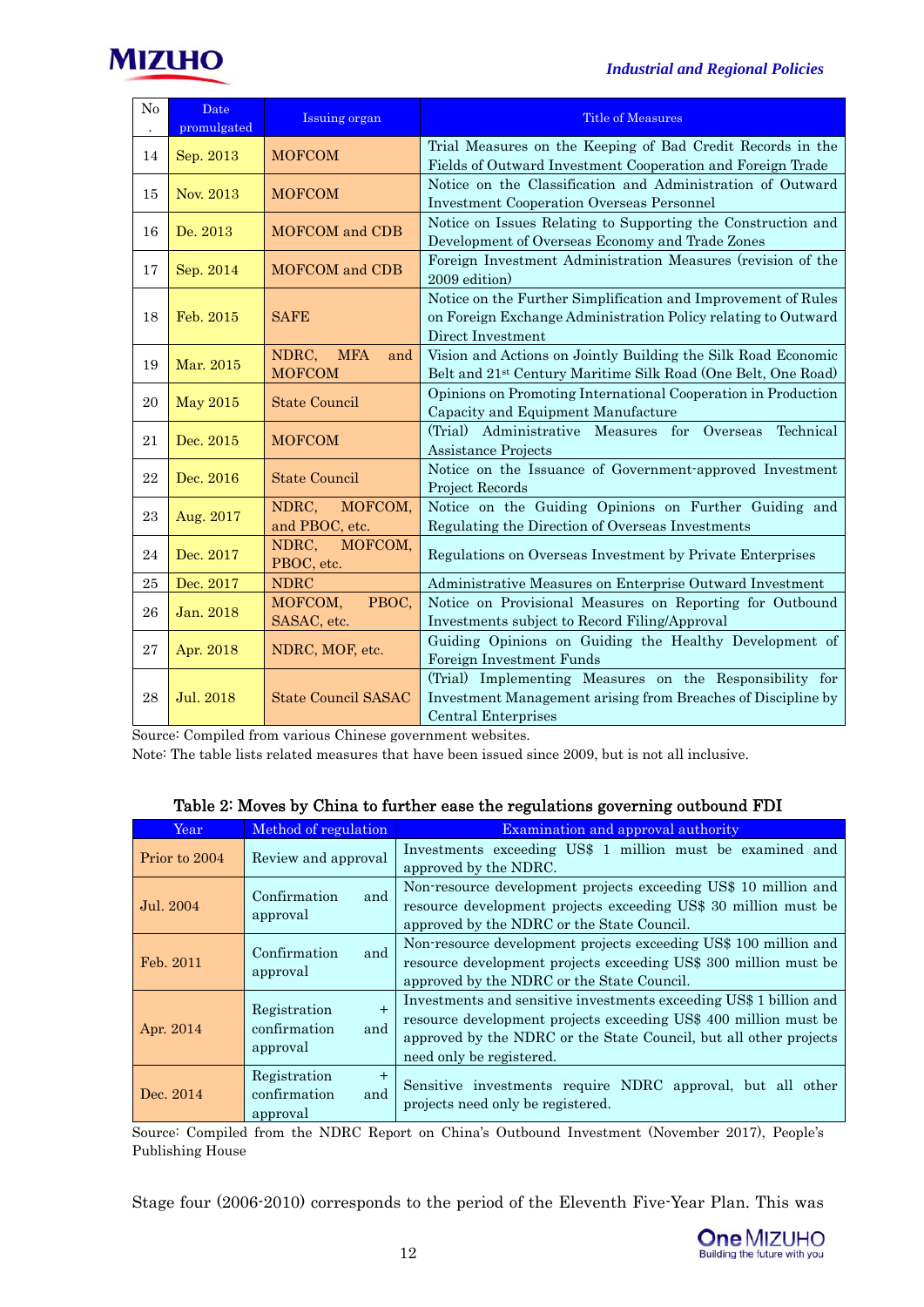| No. | Date promulgated | Issuing organ | Title of Measures |
|---|---|---|---|
| 14 | Sep. 2013 | MOFCOM | Trial Measures on the Keeping of Bad Credit Records in the Fields of Outward Investment Cooperation and Foreign Trade |
| 15 | Nov. 2013 | MOFCOM | Notice on the Classification and Administration of Outward Investment Cooperation Overseas Personnel |
| 16 | De. 2013 | MOFCOM and CDB | Notice on Issues Relating to Supporting the Construction and Development of Overseas Economy and Trade Zones |
| 17 | Sep. 2014 | MOFCOM and CDB | Foreign Investment Administration Measures (revision of the 2009 edition) |
| 18 | Feb. 2015 | SAFE | Notice on the Further Simplification and Improvement of Rules on Foreign Exchange Administration Policy relating to Outward Direct Investment |
| 19 | Mar. 2015 | NDRC, MFA and MOFCOM | Vision and Actions on Jointly Building the Silk Road Economic Belt and 21st Century Maritime Silk Road (One Belt, One Road) |
| 20 | May 2015 | State Council | Opinions on Promoting International Cooperation in Production Capacity and Equipment Manufacture |
| 21 | Dec. 2015 | MOFCOM | (Trial) Administrative Measures for Overseas Technical Assistance Projects |
| 22 | Dec. 2016 | State Council | Notice on the Issuance of Government-approved Investment Project Records |
| 23 | Aug. 2017 | NDRC, MOFCOM, and PBOC, etc. | Notice on the Guiding Opinions on Further Guiding and Regulating the Direction of Overseas Investments |
| 24 | Dec. 2017 | NDRC, MOFCOM, PBOC, etc. | Regulations on Overseas Investment by Private Enterprises |
| 25 | Dec. 2017 | NDRC | Administrative Measures on Enterprise Outward Investment |
| 26 | Jan. 2018 | MOFCOM, PBOC, SASAC, etc. | Notice on Provisional Measures on Reporting for Outbound Investments subject to Record Filing/Approval |
| 27 | Apr. 2018 | NDRC, MOF, etc. | Guiding Opinions on Guiding the Healthy Development of Foreign Investment Funds |
| 28 | Jul. 2018 | State Council SASAC | (Trial) Implementing Measures on the Responsibility for Investment Management arising from Breaches of Discipline by Central Enterprises |

Source: Compiled from various Chinese government websites.
Note: The table lists related measures that have been issued since 2009, but is not all inclusive.

**Table 2: Moves by China to further ease the regulations governing outbound FDI**

| Year | Method of regulation | Examination and approval authority |
|---|---|---|
| Prior to 2004 | Review and approval | Investments exceeding US$ 1 million must be examined and approved by the NDRC. |
| Jul. 2004 | Confirmation and approval | Non-resource development projects exceeding US$ 10 million and resource development projects exceeding US$ 30 million must be approved by the NDRC or the State Council. |
| Feb. 2011 | Confirmation and approval | Non-resource development projects exceeding US$ 100 million and resource development projects exceeding US$ 300 million must be approved by the NDRC or the State Council. |
| Apr. 2014 | Registration + confirmation and approval | Investments and sensitive investments exceeding US$ 1 billion and resource development projects exceeding US$ 400 million must be approved by the NDRC or the State Council, but all other projects need only be registered. |
| Dec. 2014 | Registration + confirmation and approval | Sensitive investments require NDRC approval, but all other projects need only be registered. |

Source: Compiled from the NDRC Report on China's Outbound Investment (November 2017), People's Publishing House

Stage four (2006-2010) corresponds to the period of the Eleventh Five-Year Plan. This was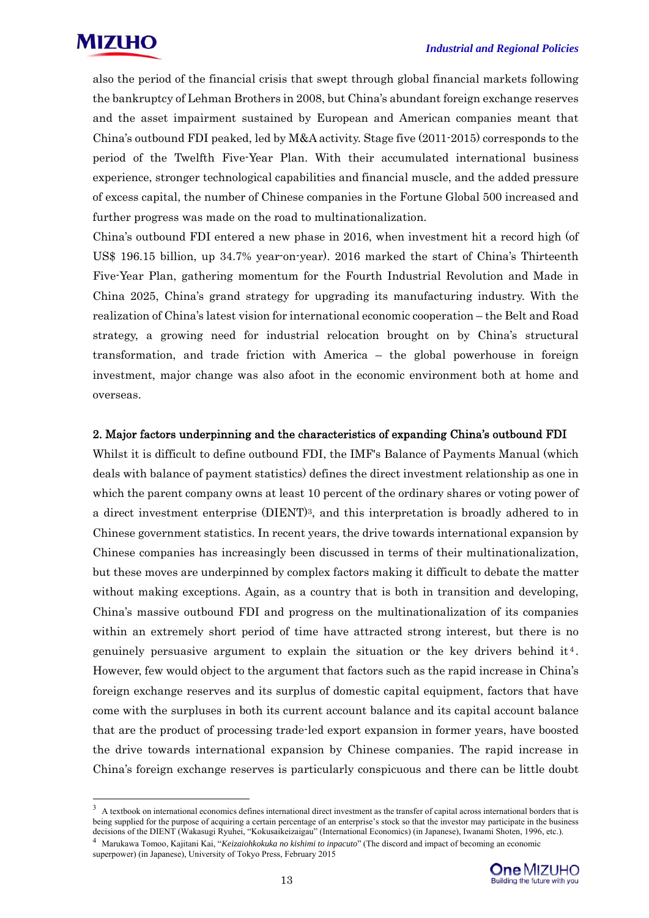also the period of the financial crisis that swept through global financial markets following the bankruptcy of Lehman Brothers in 2008, but China's abundant foreign exchange reserves and the asset impairment sustained by European and American companies meant that China's outbound FDI peaked, led by M&A activity. Stage five (2011-2015) corresponds to the period of the Twelfth Five-Year Plan. With their accumulated international business experience, stronger technological capabilities and financial muscle, and the added pressure of excess capital, the number of Chinese companies in the Fortune Global 500 increased and further progress was made on the road to multinationalization.

China's outbound FDI entered a new phase in 2016, when investment hit a record high (of US$ 196.15 billion, up 34.7% year-on-year). 2016 marked the start of China's Thirteenth Five-Year Plan, gathering momentum for the Fourth Industrial Revolution and Made in China 2025, China's grand strategy for upgrading its manufacturing industry. With the realization of China's latest vision for international economic cooperation – the Belt and Road strategy, a growing need for industrial relocation brought on by China's structural transformation, and trade friction with America – the global powerhouse in foreign investment, major change was also afoot in the economic environment both at home and overseas.

## 2. Major factors underpinning and the characteristics of expanding China's outbound FDI

Whilst it is difficult to define outbound FDI, the IMF's Balance of Payments Manual (which deals with balance of payment statistics) defines the direct investment relationship as one in which the parent company owns at least 10 percent of the ordinary shares or voting power of a direct investment enterprise (DIENT)[3], and this interpretation is broadly adhered to in Chinese government statistics. In recent years, the drive towards international expansion by Chinese companies has increasingly been discussed in terms of their multinationalization, but these moves are underpinned by complex factors making it difficult to debate the matter without making exceptions. Again, as a country that is both in transition and developing, China's massive outbound FDI and progress on the multinationalization of its companies within an extremely short period of time have attracted strong interest, but there is no genuinely persuasive argument to explain the situation or the key drivers behind it[4]. However, few would object to the argument that factors such as the rapid increase in China's foreign exchange reserves and its surplus of domestic capital equipment, factors that have come with the surpluses in both its current account balance and its capital account balance that are the product of processing trade-led export expansion in former years, have boosted the drive towards international expansion by Chinese companies. The rapid increase in China's foreign exchange reserves is particularly conspicuous and there can be little doubt

---

[3] A textbook on international economics defines international direct investment as the transfer of capital across international borders that is being supplied for the purpose of acquiring a certain percentage of an enterprise's stock so that the investor may participate in the business decisions of the DIENT (Wakasugi Ryuhei, "Kokusaikeizaigau" (International Economics) (in Japanese), Iwanami Shoten, 1996, etc.).

[4] Marukawa Tomoo, Kajitani Kai, "*Keizaiohkokuka no kishimi to inpacuto*" (The discord and impact of becoming an economic superpower) (in Japanese), University of Tokyo Press, February 2015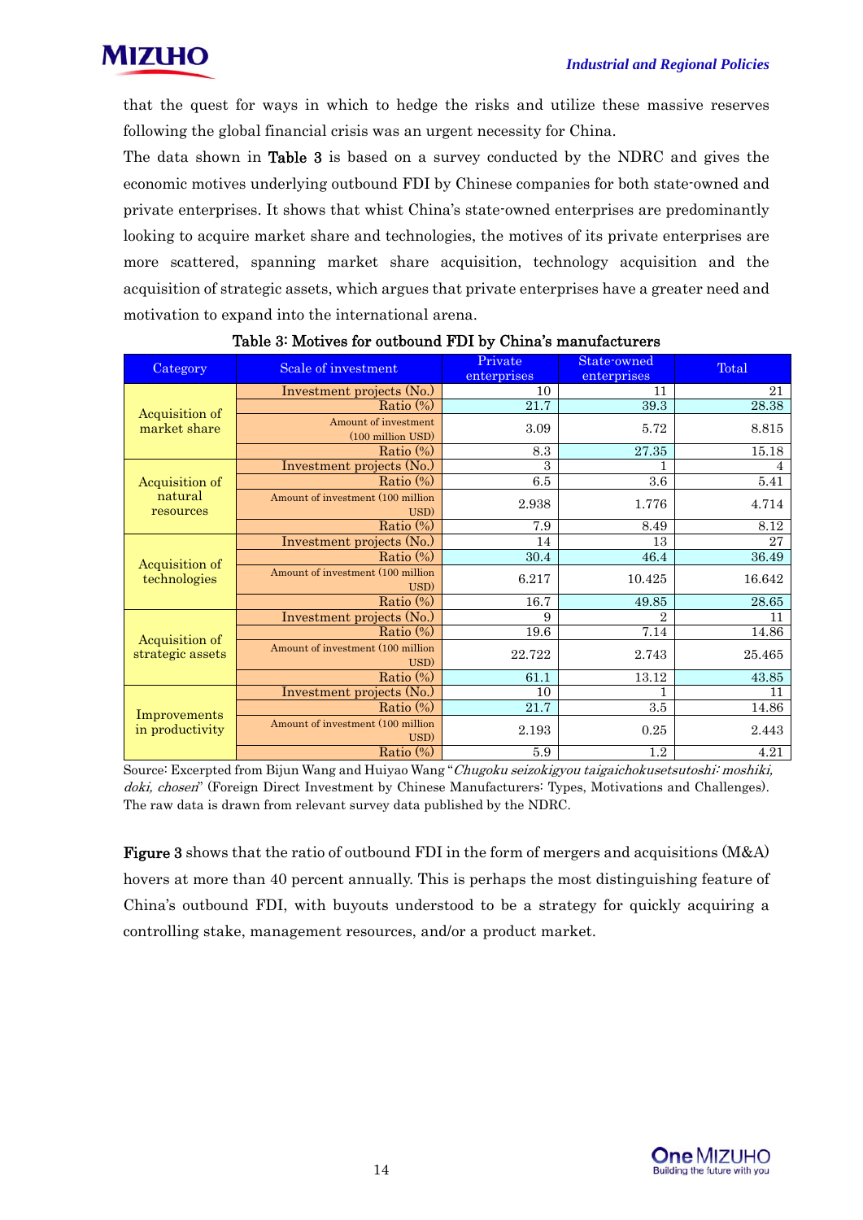that the quest for ways in which to hedge the risks and utilize these massive reserves following the global financial crisis was an urgent necessity for China.

The data shown in **Table 3** is based on a survey conducted by the NDRC and gives the economic motives underlying outbound FDI by Chinese companies for both state-owned and private enterprises. It shows that whist China's state-owned enterprises are predominantly looking to acquire market share and technologies, the motives of its private enterprises are more scattered, spanning market share acquisition, technology acquisition and the acquisition of strategic assets, which argues that private enterprises have a greater need and motivation to expand into the international arena.

**Table 3: Motives for outbound FDI by China's manufacturers**

| Category | Scale of investment | Private enterprises | State-owned enterprises | Total |
|---|---|---|---|---|
| Acquisition of market share | Investment projects (No.) | 10 | 11 | 21 |
| | Ratio (%) | 21.7 | 39.3 | 28.38 |
| | Amount of investment (100 million USD) | 3.09 | 5.72 | 8.815 |
| | Ratio (%) | 8.3 | 27.35 | 15.18 |
| Acquisition of natural resources | Investment projects (No.) | 3 | 1 | 4 |
| | Ratio (%) | 6.5 | 3.6 | 5.41 |
| | Amount of investment (100 million USD) | 2.938 | 1.776 | 4.714 |
| | Ratio (%) | 7.9 | 8.49 | 8.12 |
| Acquisition of technologies | Investment projects (No.) | 14 | 13 | 27 |
| | Ratio (%) | 30.4 | 46.4 | 36.49 |
| | Amount of investment (100 million USD) | 6.217 | 10.425 | 16.642 |
| | Ratio (%) | 16.7 | 49.85 | 28.65 |
| Acquisition of strategic assets | Investment projects (No.) | 9 | 2 | 11 |
| | Ratio (%) | 19.6 | 7.14 | 14.86 |
| | Amount of investment (100 million USD) | 22.722 | 2.743 | 25.465 |
| | Ratio (%) | 61.1 | 13.12 | 43.85 |
| Improvements in productivity | Investment projects (No.) | 10 | 1 | 11 |
| | Ratio (%) | 21.7 | 3.5 | 14.86 |
| | Amount of investment (100 million USD) | 2.193 | 0.25 | 2.443 |
| | Ratio (%) | 5.9 | 1.2 | 4.21 |

Source: Excerpted from Bijun Wang and Huiyao Wang "*Chugoku seizokigyou taigaichokusetsutoshi: moshiki, doki, chosen*" (Foreign Direct Investment by Chinese Manufacturers: Types, Motivations and Challenges). The raw data is drawn from relevant survey data published by the NDRC.

**Figure 3** shows that the ratio of outbound FDI in the form of mergers and acquisitions (M&A) hovers at more than 40 percent annually. This is perhaps the most distinguishing feature of China's outbound FDI, with buyouts understood to be a strategy for quickly acquiring a controlling stake, management resources, and/or a product market.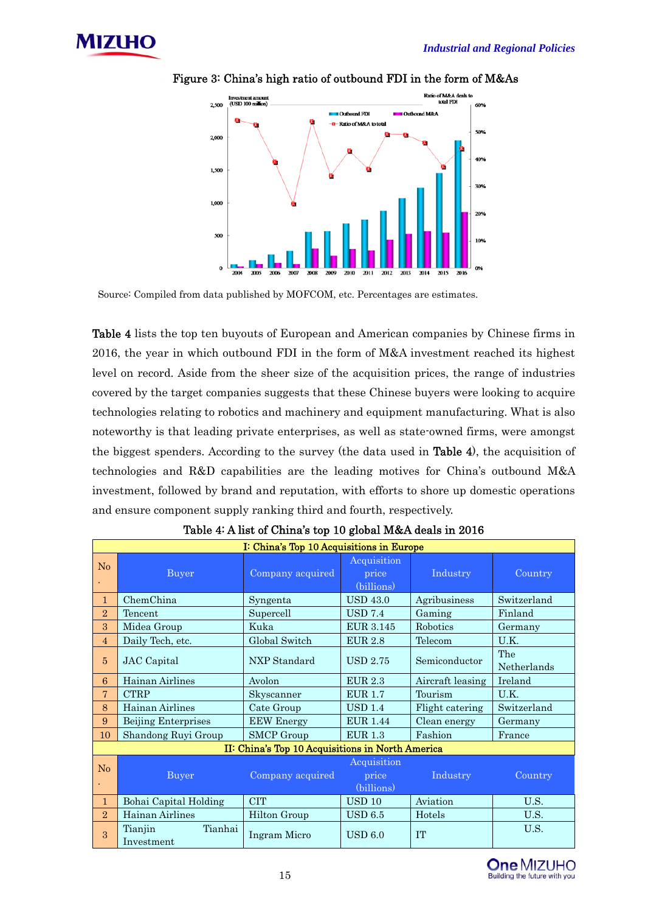Figure 3: China's high ratio of outbound FDI in the form of M&As

Source: Compiled from data published by MOFCOM, etc. Percentages are estimates.

**Table 4** lists the top ten buyouts of European and American companies by Chinese firms in 2016, the year in which outbound FDI in the form of M&A investment reached its highest level on record. Aside from the sheer size of the acquisition prices, the range of industries covered by the target companies suggests that these Chinese buyers were looking to acquire technologies relating to robotics and machinery and equipment manufacturing. What is also noteworthy is that leading private enterprises, as well as state-owned firms, were amongst the biggest spenders. According to the survey (the data used in **Table 4**), the acquisition of technologies and R&D capabilities are the leading motives for China's outbound M&A investment, followed by brand and reputation, with efforts to shore up domestic operations and ensure component supply ranking third and fourth, respectively.

Table 4: A list of China's top 10 global M&A deals in 2016

| I: China's Top 10 Acquisitions in Europe | | | | | |
|---|---|---|---|---|---|
| No. | Buyer | Company acquired | Acquisition price (billions) | Industry | Country |
| 1 | ChemChina | Syngenta | USD 43.0 | Agribusiness | Switzerland |
| 2 | Tencent | Supercell | USD 7.4 | Gaming | Finland |
| 3 | Midea Group | Kuka | EUR 3.145 | Robotics | Germany |
| 4 | Daily Tech, etc. | Global Switch | EUR 2.8 | Telecom | U.K. |
| 5 | JAC Capital | NXP Standard | USD 2.75 | Semiconductor | The Netherlands |
| 6 | Hainan Airlines | Avolon | EUR 2.3 | Aircraft leasing | Ireland |
| 7 | CTRP | Skyscanner | EUR 1.7 | Tourism | U.K. |
| 8 | Hainan Airlines | Cate Group | USD 1.4 | Flight catering | Switzerland |
| 9 | Beijing Enterprises | EEW Energy | EUR 1.44 | Clean energy | Germany |
| 10 | Shandong Ruyi Group | SMCP Group | EUR 1.3 | Fashion | France |
| **II: China's Top 10 Acquisitions in North America** | | | | | |
| No. | Buyer | Company acquired | Acquisition price (billions) | Industry | Country |
| 1 | Bohai Capital Holding | CIT | USD 10 | Aviation | U.S. |
| 2 | Hainan Airlines | Hilton Group | USD 6.5 | Hotels | U.S. |
| 3 | Tianjin Tianhai Investment | Ingram Micro | USD 6.0 | IT | U.S. |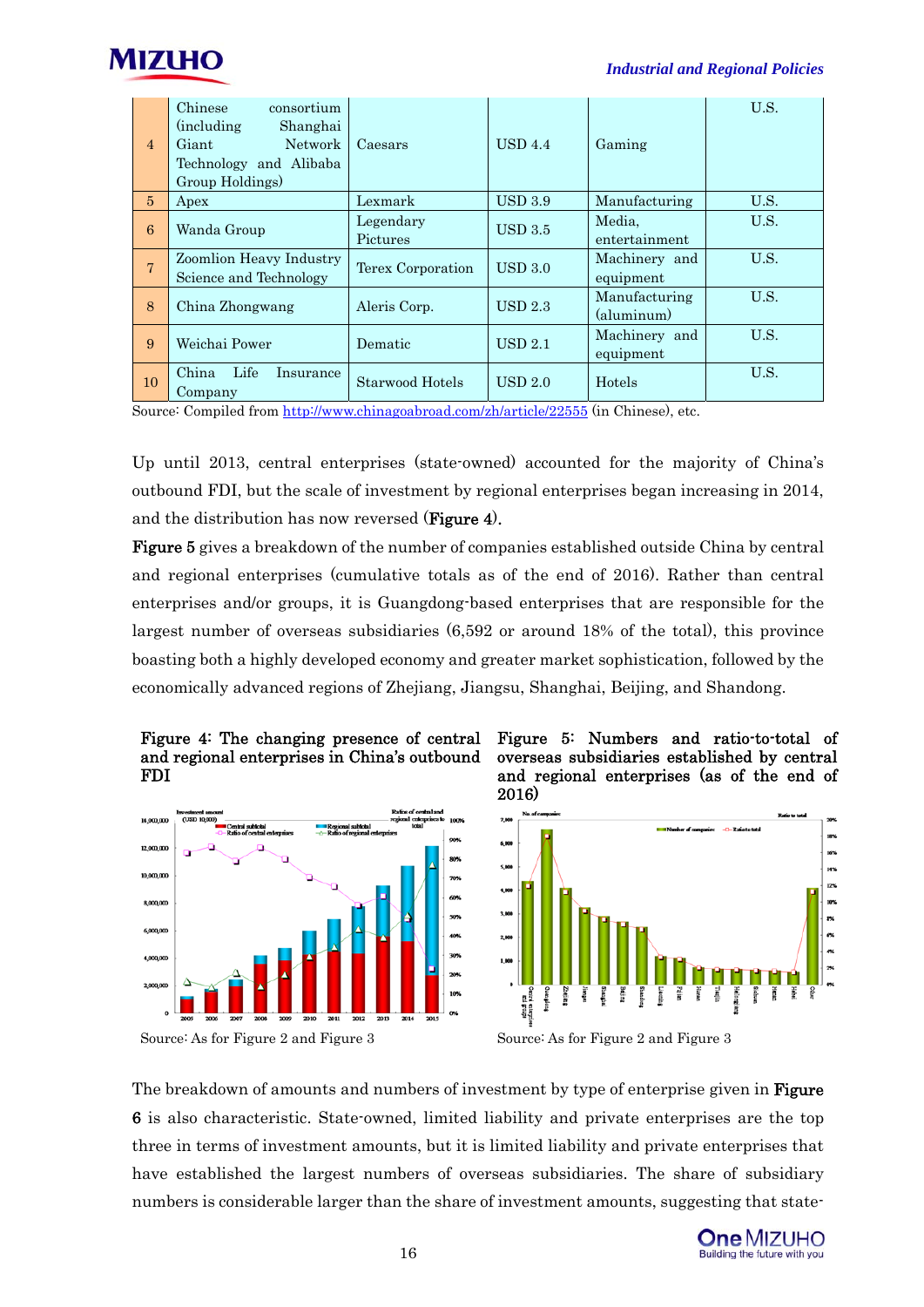| 4 | Chinese consortium (including Shanghai Giant Network Technology and Alibaba Group Holdings) | Caesars | USD 4.4 | Gaming | U.S. |
|---|---|---|---|---|---|
| 5 | Apex | Lexmark | USD 3.9 | Manufacturing | U.S. |
| 6 | Wanda Group | Legendary Pictures | USD 3.5 | Media, entertainment | U.S. |
| 7 | Zoomlion Heavy Industry Science and Technology | Terex Corporation | USD 3.0 | Machinery and equipment | U.S. |
| 8 | China Zhongwang | Aleris Corp. | USD 2.3 | Manufacturing (aluminum) | U.S. |
| 9 | Weichai Power | Dematic | USD 2.1 | Machinery and equipment | U.S. |
| 10 | China Life Insurance Company | Starwood Hotels | USD 2.0 | Hotels | U.S. |

Source: Compiled from http://www.chinagoabroad.com/zh/article/22555 (in Chinese), etc.

Up until 2013, central enterprises (state-owned) accounted for the majority of China's outbound FDI, but the scale of investment by regional enterprises began increasing in 2014, and the distribution has now reversed (**Figure 4**).

**Figure 5** gives a breakdown of the number of companies established outside China by central and regional enterprises (cumulative totals as of the end of 2016). Rather than central enterprises and/or groups, it is Guangdong-based enterprises that are responsible for the largest number of overseas subsidiaries (6,592 or around 18% of the total), this province boasting both a highly developed economy and greater market sophistication, followed by the economically advanced regions of Zhejiang, Jiangsu, Shanghai, Beijing, and Shandong.

**Figure 4: The changing presence of central and regional enterprises in China's outbound FDI**

Source: As for Figure 2 and Figure 3

**Figure 5: Numbers and ratio-to-total of overseas subsidiaries established by central and regional enterprises (as of the end of 2016)**

Source: As for Figure 2 and Figure 3

The breakdown of amounts and numbers of investment by type of enterprise given in **Figure 6** is also characteristic. State-owned, limited liability and private enterprises are the top three in terms of investment amounts, but it is limited liability and private enterprises that have established the largest numbers of overseas subsidiaries. The share of subsidiary numbers is considerable larger than the share of investment amounts, suggesting that state-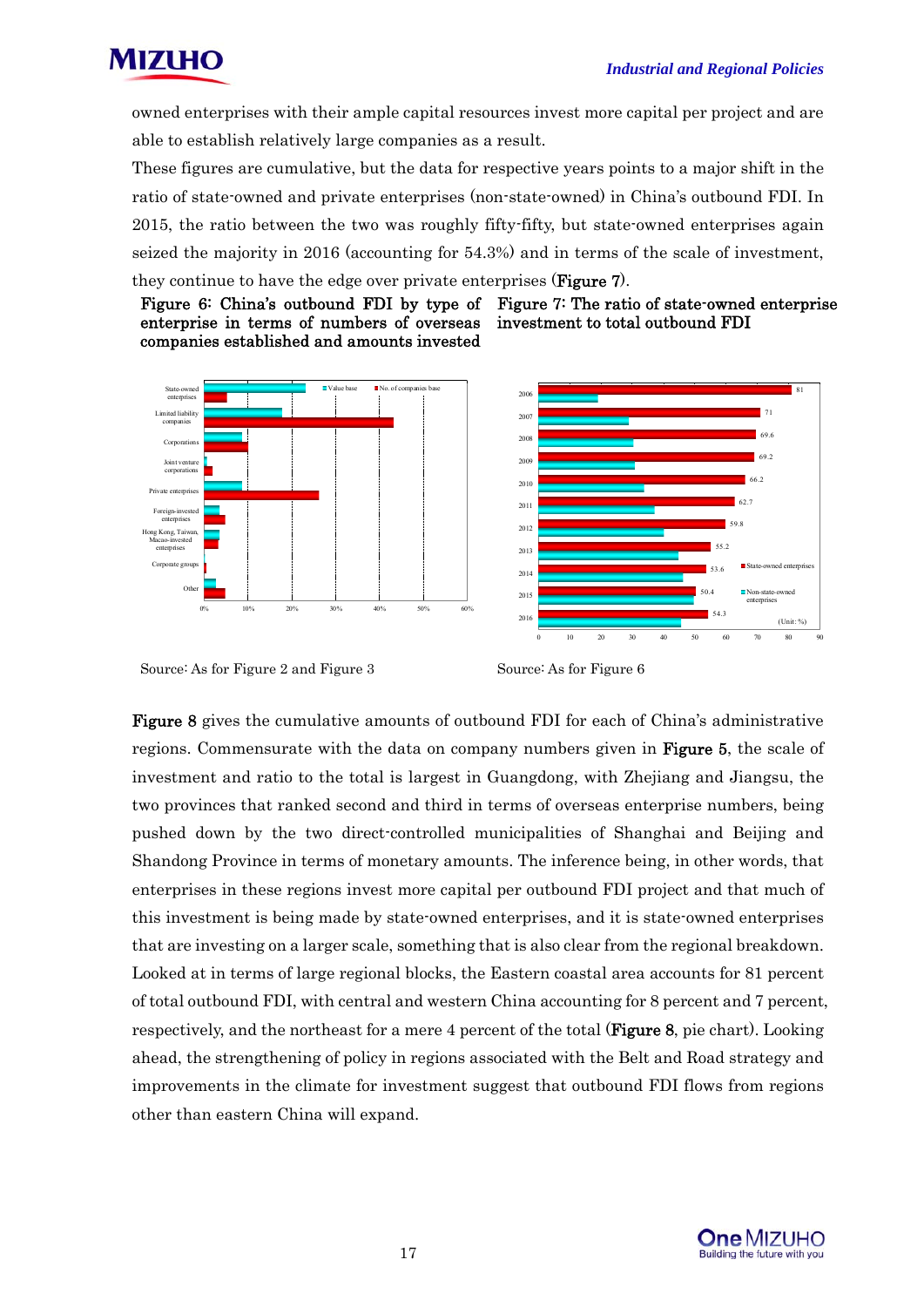owned enterprises with their ample capital resources invest more capital per project and are able to establish relatively large companies as a result.

These figures are cumulative, but the data for respective years points to a major shift in the ratio of state-owned and private enterprises (non-state-owned) in China's outbound FDI. In 2015, the ratio between the two was roughly fifty-fifty, but state-owned enterprises again seized the majority in 2016 (accounting for 54.3%) and in terms of the scale of investment, they continue to have the edge over private enterprises (**Figure 7**).

**Figure 6: China's outbound FDI by type of enterprise in terms of numbers of overseas companies established and amounts invested**

Source: As for Figure 2 and Figure 3

**Figure 7: The ratio of state-owned enterprise investment to total outbound FDI**

Source: As for Figure 6

**Figure 8** gives the cumulative amounts of outbound FDI for each of China's administrative regions. Commensurate with the data on company numbers given in **Figure 5**, the scale of investment and ratio to the total is largest in Guangdong, with Zhejiang and Jiangsu, the two provinces that ranked second and third in terms of overseas enterprise numbers, being pushed down by the two direct-controlled municipalities of Shanghai and Beijing and Shandong Province in terms of monetary amounts. The inference being, in other words, that enterprises in these regions invest more capital per outbound FDI project and that much of this investment is being made by state-owned enterprises, and it is state-owned enterprises that are investing on a larger scale, something that is also clear from the regional breakdown. Looked at in terms of large regional blocks, the Eastern coastal area accounts for 81 percent of total outbound FDI, with central and western China accounting for 8 percent and 7 percent, respectively, and the northeast for a mere 4 percent of the total (**Figure 8**, pie chart). Looking ahead, the strengthening of policy in regions associated with the Belt and Road strategy and improvements in the climate for investment suggest that outbound FDI flows from regions other than eastern China will expand.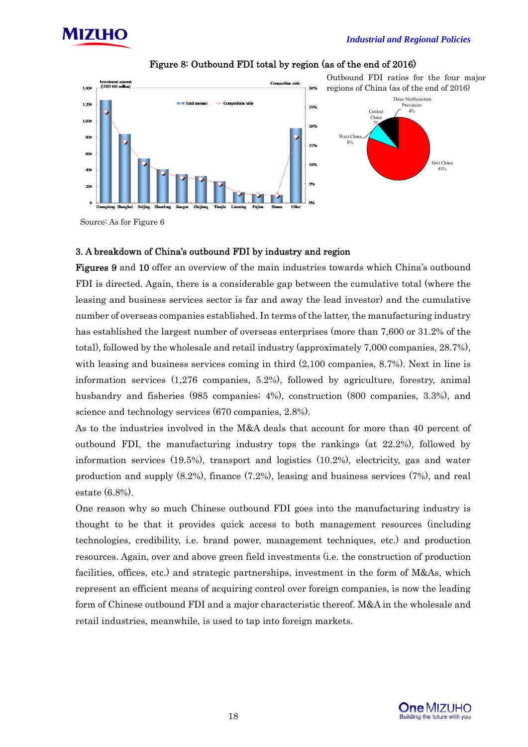Figure 8: Outbound FDI total by region (as of the end of 2016)

Outbound FDI ratios for the four major regions of China (as of the end of 2016)

Source: As for Figure 6

### 3. A breakdown of China's outbound FDI by industry and region

**Figures 9** and **10** offer an overview of the main industries towards which China's outbound FDI is directed. Again, there is a considerable gap between the cumulative total (where the leasing and business services sector is far and away the lead investor) and the cumulative number of overseas companies established. In terms of the latter, the manufacturing industry has established the largest number of overseas enterprises (more than 7,600 or 31.2% of the total), followed by the wholesale and retail industry (approximately 7,000 companies, 28.7%), with leasing and business services coming in third (2,100 companies, 8.7%). Next in line is information services (1,276 companies, 5.2%), followed by agriculture, forestry, animal husbandry and fisheries (985 companies; 4%), construction (800 companies, 3.3%), and science and technology services (670 companies, 2.8%).

As to the industries involved in the M&A deals that account for more than 40 percent of outbound FDI, the manufacturing industry tops the rankings (at 22.2%), followed by information services (19.5%), transport and logistics (10.2%), electricity, gas and water production and supply (8.2%), finance (7.2%), leasing and business services (7%), and real estate (6.8%).

One reason why so much Chinese outbound FDI goes into the manufacturing industry is thought to be that it provides quick access to both management resources (including technologies, credibility, i.e. brand power, management techniques, etc.) and production resources. Again, over and above green field investments (i.e. the construction of production facilities, offices, etc.) and strategic partnerships, investment in the form of M&As, which represent an efficient means of acquiring control over foreign companies, is now the leading form of Chinese outbound FDI and a major characteristic thereof. M&A in the wholesale and retail industries, meanwhile, is used to tap into foreign markets.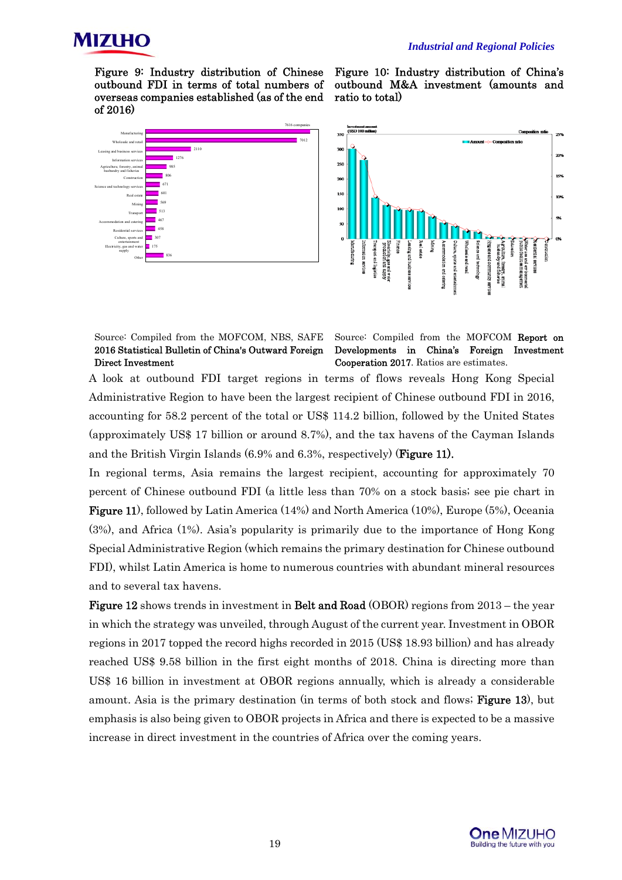Figure 9: Industry distribution of Chinese outbound FDI in terms of total numbers of overseas companies established (as of the end of 2016)

| Industry | Number of companies |
|---|---|
| Manufacturing | 7616 companies |
| Wholesale and retail | 7012 |
| Leasing and business services | 2110 |
| Information services | 1276 |
| Agriculture, forestry, animal husbandry and fisheries | 985 |
| Construction | 806 |
| Science and technology services | 671 |
| Real estate | 601 |
| Mining | 569 |
| Transport | 513 |
| Accommodation and catering | 467 |
| Residential services | 458 |
| Culture, sports and entertainment | 307 |
| Electricity, gas and water supply | 175 |
| Other | 836 |

Source: Compiled from the MOFCOM, NBS, SAFE **2016 Statistical Bulletin of China's Outward Foreign Direct Investment**

Figure 10: Industry distribution of China's outbound M&A investment (amounts and ratio to total)

Source: Compiled from the MOFCOM **Report on Developments in China's Foreign Investment Cooperation 2017**. Ratios are estimates.

A look at outbound FDI target regions in terms of flows reveals Hong Kong Special Administrative Region to have been the largest recipient of Chinese outbound FDI in 2016, accounting for 58.2 percent of the total or US$ 114.2 billion, followed by the United States (approximately US$ 17 billion or around 8.7%), and the tax havens of the Cayman Islands and the British Virgin Islands (6.9% and 6.3%, respectively) (**Figure 11**).

In regional terms, Asia remains the largest recipient, accounting for approximately 70 percent of Chinese outbound FDI (a little less than 70% on a stock basis; see pie chart in **Figure 11**), followed by Latin America (14%) and North America (10%), Europe (5%), Oceania (3%), and Africa (1%). Asia's popularity is primarily due to the importance of Hong Kong Special Administrative Region (which remains the primary destination for Chinese outbound FDI), whilst Latin America is home to numerous countries with abundant mineral resources and to several tax havens.

**Figure 12** shows trends in investment in **Belt and Road** (OBOR) regions from 2013 – the year in which the strategy was unveiled, through August of the current year. Investment in OBOR regions in 2017 topped the record highs recorded in 2015 (US$ 18.93 billion) and has already reached US$ 9.58 billion in the first eight months of 2018. China is directing more than US$ 16 billion in investment at OBOR regions annually, which is already a considerable amount. Asia is the primary destination (in terms of both stock and flows; **Figure 13**), but emphasis is also being given to OBOR projects in Africa and there is expected to be a massive increase in direct investment in the countries of Africa over the coming years.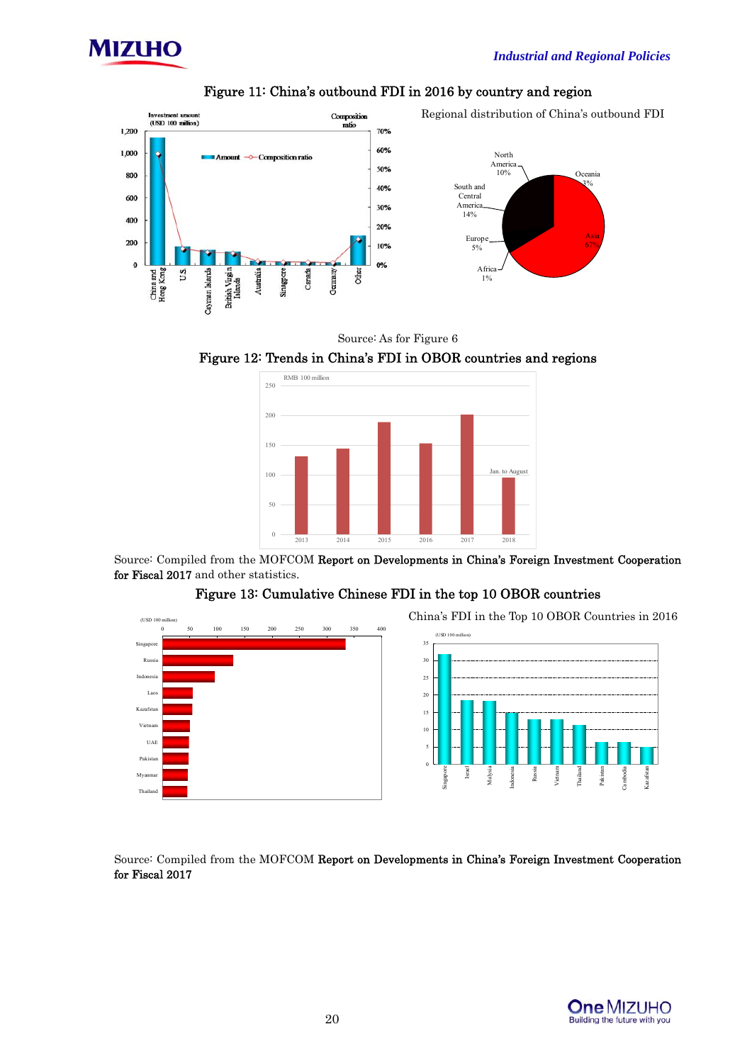Figure 11: China's outbound FDI in 2016 by country and region

Source: As for Figure 6

Figure 12: Trends in China's FDI in OBOR countries and regions

Source: Compiled from the MOFCOM **Report on Developments in China's Foreign Investment Cooperation for Fiscal 2017** and other statistics.

Figure 13: Cumulative Chinese FDI in the top 10 OBOR countries

Source: Compiled from the MOFCOM **Report on Developments in China's Foreign Investment Cooperation for Fiscal 2017**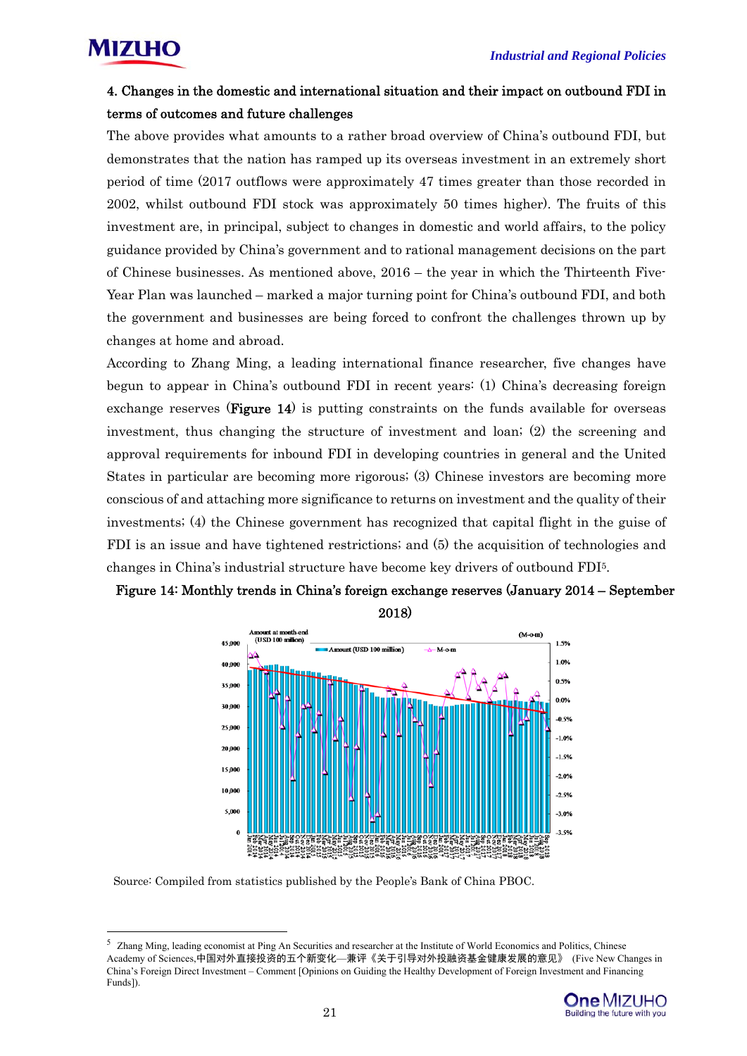### 4. Changes in the domestic and international situation and their impact on outbound FDI in terms of outcomes and future challenges

The above provides what amounts to a rather broad overview of China's outbound FDI, but demonstrates that the nation has ramped up its overseas investment in an extremely short period of time (2017 outflows were approximately 47 times greater than those recorded in 2002, whilst outbound FDI stock was approximately 50 times higher). The fruits of this investment are, in principal, subject to changes in domestic and world affairs, to the policy guidance provided by China's government and to rational management decisions on the part of Chinese businesses. As mentioned above, 2016 – the year in which the Thirteenth Five-Year Plan was launched – marked a major turning point for China's outbound FDI, and both the government and businesses are being forced to confront the challenges thrown up by changes at home and abroad.

According to Zhang Ming, a leading international finance researcher, five changes have begun to appear in China's outbound FDI in recent years: (1) China's decreasing foreign exchange reserves (**Figure 14**) is putting constraints on the funds available for overseas investment, thus changing the structure of investment and loan; (2) the screening and approval requirements for inbound FDI in developing countries in general and the United States in particular are becoming more rigorous; (3) Chinese investors are becoming more conscious of and attaching more significance to returns on investment and the quality of their investments; (4) the Chinese government has recognized that capital flight in the guise of FDI is an issue and have tightened restrictions; and (5) the acquisition of technologies and changes in China's industrial structure have become key drivers of outbound FDI[5].

**Figure 14: Monthly trends in China's foreign exchange reserves (January 2014 – September 2018)**

Source: Compiled from statistics published by the People's Bank of China PBOC.

---

[5] Zhang Ming, leading economist at Ping An Securities and researcher at the Institute of World Economics and Politics, Chinese Academy of Sciences,中国对外直接投资的五个新变化—兼评《关于引导对外投融资基金健康发展的意见》 (Five New Changes in China's Foreign Direct Investment – Comment [Opinions on Guiding the Healthy Development of Foreign Investment and Financing Funds]).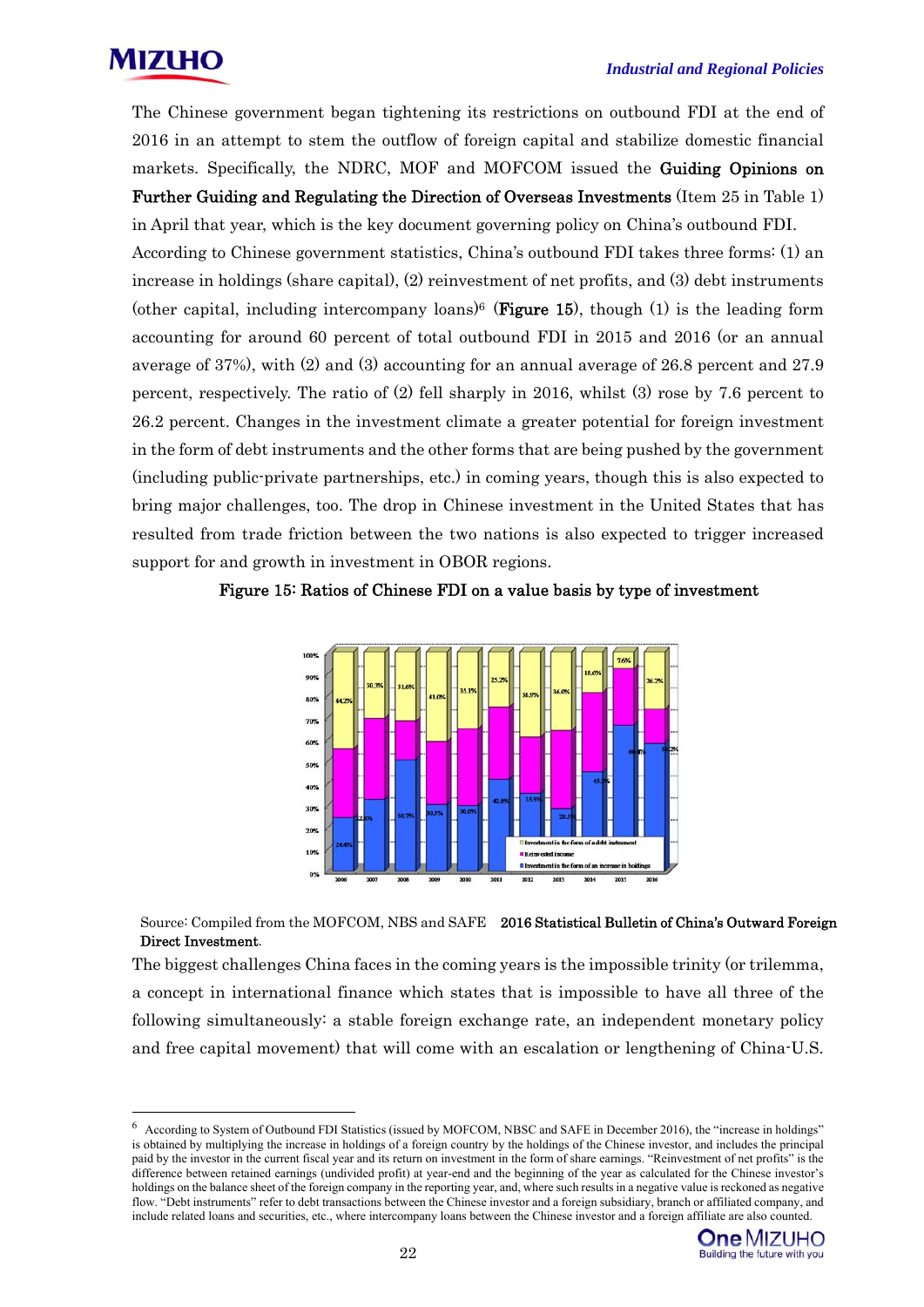The Chinese government began tightening its restrictions on outbound FDI at the end of 2016 in an attempt to stem the outflow of foreign capital and stabilize domestic financial markets. Specifically, the NDRC, MOF and MOFCOM issued the **Guiding Opinions on Further Guiding and Regulating the Direction of Overseas Investments** (Item 25 in Table 1) in April that year, which is the key document governing policy on China's outbound FDI.

According to Chinese government statistics, China's outbound FDI takes three forms: (1) an increase in holdings (share capital), (2) reinvestment of net profits, and (3) debt instruments (other capital, including intercompany loans)[6] (**Figure 15**), though (1) is the leading form accounting for around 60 percent of total outbound FDI in 2015 and 2016 (or an annual average of 37%), with (2) and (3) accounting for an annual average of 26.8 percent and 27.9 percent, respectively. The ratio of (2) fell sharply in 2016, whilst (3) rose by 7.6 percent to 26.2 percent. Changes in the investment climate a greater potential for foreign investment in the form of debt instruments and the other forms that are being pushed by the government (including public-private partnerships, etc.) in coming years, though this is also expected to bring major challenges, too. The drop in Chinese investment in the United States that has resulted from trade friction between the two nations is also expected to trigger increased support for and growth in investment in OBOR regions.

**Figure 15: Ratios of Chinese FDI on a value basis by type of investment**

Source: Compiled from the MOFCOM, NBS and SAFE **2016 Statistical Bulletin of China's Outward Foreign Direct Investment**.

The biggest challenges China faces in the coming years is the impossible trinity (or trilemma, a concept in international finance which states that is impossible to have all three of the following simultaneously: a stable foreign exchange rate, an independent monetary policy and free capital movement) that will come with an escalation or lengthening of China-U.S.

---

[6] According to System of Outbound FDI Statistics (issued by MOFCOM, NBSC and SAFE in December 2016), the "increase in holdings" is obtained by multiplying the increase in holdings of a foreign country by the holdings of the Chinese investor, and includes the principal paid by the investor in the current fiscal year and its return on investment in the form of share earnings. "Reinvestment of net profits" is the difference between retained earnings (undivided profit) at year-end and the beginning of the year as calculated for the Chinese investor's holdings on the balance sheet of the foreign company in the reporting year, and, where such results in a negative value is reckoned as negative flow. "Debt instruments" refer to debt transactions between the Chinese investor and a foreign subsidiary, branch or affiliated company, and include related loans and securities, etc., where intercompany loans between the Chinese investor and a foreign affiliate are also counted.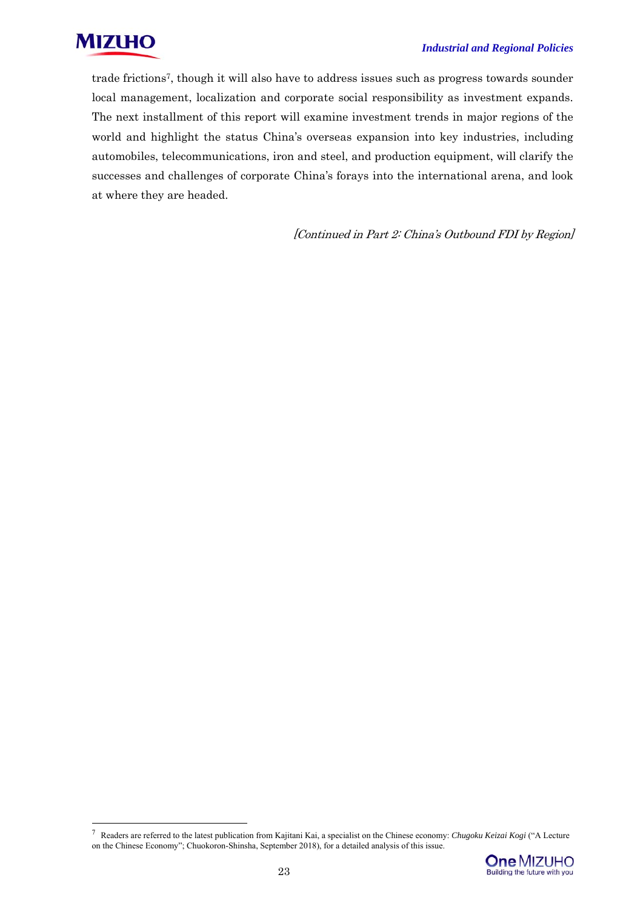trade frictions[7], though it will also have to address issues such as progress towards sounder local management, localization and corporate social responsibility as investment expands. The next installment of this report will examine investment trends in major regions of the world and highlight the status China's overseas expansion into key industries, including automobiles, telecommunications, iron and steel, and production equipment, will clarify the successes and challenges of corporate China's forays into the international arena, and look at where they are headed.

*[Continued in Part 2: China's Outbound FDI by Region]*

---

[7] Readers are referred to the latest publication from Kajitani Kai, a specialist on the Chinese economy: *Chugoku Keizai Kogi* ("A Lecture on the Chinese Economy"; Chuokoron-Shinsha, September 2018), for a detailed analysis of this issue.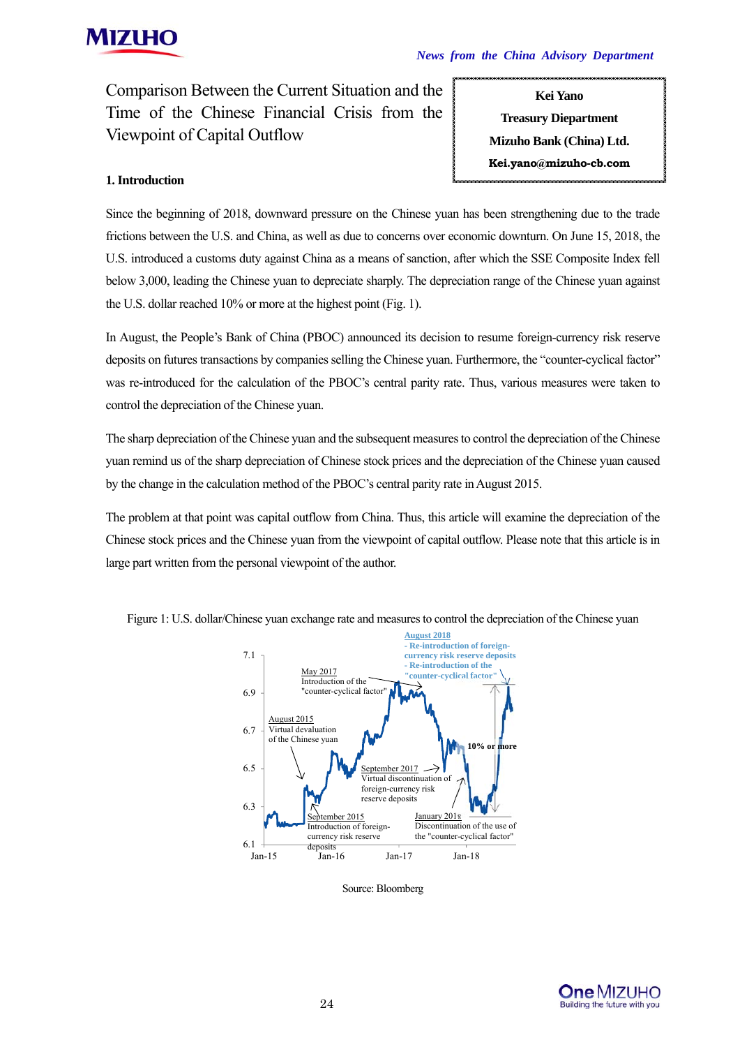*News from the China Advisory Department*

# Comparison Between the Current Situation and the Time of the Chinese Financial Crisis from the Viewpoint of Capital Outflow

**Kei Yano**
**Treasury Diepartment**
**Mizuho Bank (China) Ltd.**
**Kei.yano@mizuho-cb.com**

## 1. Introduction

Since the beginning of 2018, downward pressure on the Chinese yuan has been strengthening due to the trade frictions between the U.S. and China, as well as due to concerns over economic downturn. On June 15, 2018, the U.S. introduced a customs duty against China as a means of sanction, after which the SSE Composite Index fell below 3,000, leading the Chinese yuan to depreciate sharply. The depreciation range of the Chinese yuan against the U.S. dollar reached 10% or more at the highest point (Fig. 1).

In August, the People's Bank of China (PBOC) announced its decision to resume foreign-currency risk reserve deposits on futures transactions by companies selling the Chinese yuan. Furthermore, the "counter-cyclical factor" was re-introduced for the calculation of the PBOC's central parity rate. Thus, various measures were taken to control the depreciation of the Chinese yuan.

The sharp depreciation of the Chinese yuan and the subsequent measures to control the depreciation of the Chinese yuan remind us of the sharp depreciation of Chinese stock prices and the depreciation of the Chinese yuan caused by the change in the calculation method of the PBOC's central parity rate in August 2015.

The problem at that point was capital outflow from China. Thus, this article will examine the depreciation of the Chinese stock prices and the Chinese yuan from the viewpoint of capital outflow. Please note that this article is in large part written from the personal viewpoint of the author.

Figure 1: U.S. dollar/Chinese yuan exchange rate and measures to control the depreciation of the Chinese yuan

Source: Bloomberg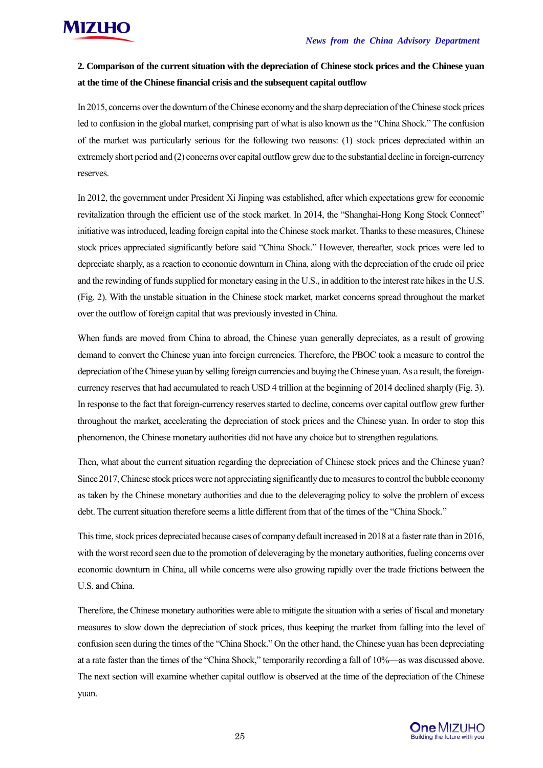## 2. Comparison of the current situation with the depreciation of Chinese stock prices and the Chinese yuan at the time of the Chinese financial crisis and the subsequent capital outflow

In 2015, concerns over the downturn of the Chinese economy and the sharp depreciation of the Chinese stock prices led to confusion in the global market, comprising part of what is also known as the "China Shock." The confusion of the market was particularly serious for the following two reasons: (1) stock prices depreciated within an extremely short period and (2) concerns over capital outflow grew due to the substantial decline in foreign-currency reserves.

In 2012, the government under President Xi Jinping was established, after which expectations grew for economic revitalization through the efficient use of the stock market. In 2014, the "Shanghai-Hong Kong Stock Connect" initiative was introduced, leading foreign capital into the Chinese stock market. Thanks to these measures, Chinese stock prices appreciated significantly before said "China Shock." However, thereafter, stock prices were led to depreciate sharply, as a reaction to economic downturn in China, along with the depreciation of the crude oil price and the rewinding of funds supplied for monetary easing in the U.S., in addition to the interest rate hikes in the U.S. (Fig. 2). With the unstable situation in the Chinese stock market, market concerns spread throughout the market over the outflow of foreign capital that was previously invested in China.

When funds are moved from China to abroad, the Chinese yuan generally depreciates, as a result of growing demand to convert the Chinese yuan into foreign currencies. Therefore, the PBOC took a measure to control the depreciation of the Chinese yuan by selling foreign currencies and buying the Chinese yuan. As a result, the foreign-currency reserves that had accumulated to reach USD 4 trillion at the beginning of 2014 declined sharply (Fig. 3). In response to the fact that foreign-currency reserves started to decline, concerns over capital outflow grew further throughout the market, accelerating the depreciation of stock prices and the Chinese yuan. In order to stop this phenomenon, the Chinese monetary authorities did not have any choice but to strengthen regulations.

Then, what about the current situation regarding the depreciation of Chinese stock prices and the Chinese yuan? Since 2017, Chinese stock prices were not appreciating significantly due to measures to control the bubble economy as taken by the Chinese monetary authorities and due to the deleveraging policy to solve the problem of excess debt. The current situation therefore seems a little different from that of the times of the "China Shock."

This time, stock prices depreciated because cases of company default increased in 2018 at a faster rate than in 2016, with the worst record seen due to the promotion of deleveraging by the monetary authorities, fueling concerns over economic downturn in China, all while concerns were also growing rapidly over the trade frictions between the U.S. and China.

Therefore, the Chinese monetary authorities were able to mitigate the situation with a series of fiscal and monetary measures to slow down the depreciation of stock prices, thus keeping the market from falling into the level of confusion seen during the times of the "China Shock." On the other hand, the Chinese yuan has been depreciating at a rate faster than the times of the "China Shock," temporarily recording a fall of 10%—as was discussed above. The next section will examine whether capital outflow is observed at the time of the depreciation of the Chinese yuan.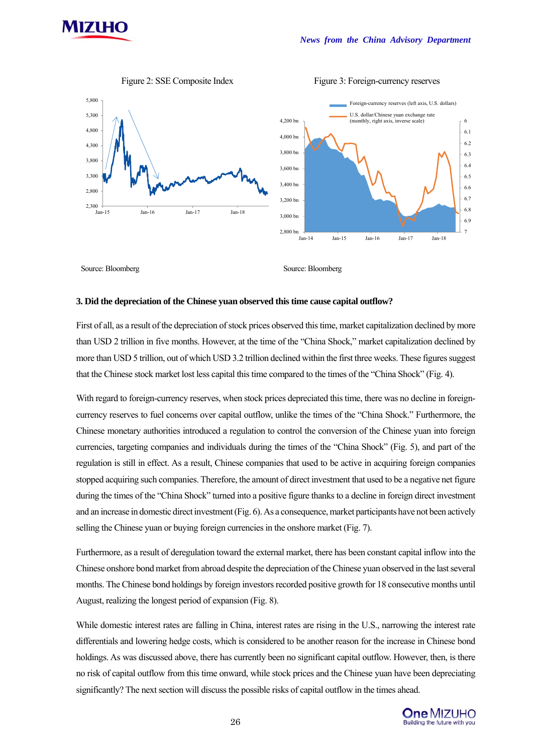Figure 2: SSE Composite Index

Source: Bloomberg

Figure 3: Foreign-currency reserves

Source: Bloomberg

**3. Did the depreciation of the Chinese yuan observed this time cause capital outflow?**

First of all, as a result of the depreciation of stock prices observed this time, market capitalization declined by more than USD 2 trillion in five months. However, at the time of the "China Shock," market capitalization declined by more than USD 5 trillion, out of which USD 3.2 trillion declined within the first three weeks. These figures suggest that the Chinese stock market lost less capital this time compared to the times of the "China Shock" (Fig. 4).

With regard to foreign-currency reserves, when stock prices depreciated this time, there was no decline in foreign-currency reserves to fuel concerns over capital outflow, unlike the times of the "China Shock." Furthermore, the Chinese monetary authorities introduced a regulation to control the conversion of the Chinese yuan into foreign currencies, targeting companies and individuals during the times of the "China Shock" (Fig. 5), and part of the regulation is still in effect. As a result, Chinese companies that used to be active in acquiring foreign companies stopped acquiring such companies. Therefore, the amount of direct investment that used to be a negative net figure during the times of the "China Shock" turned into a positive figure thanks to a decline in foreign direct investment and an increase in domestic direct investment (Fig. 6). As a consequence, market participants have not been actively selling the Chinese yuan or buying foreign currencies in the onshore market (Fig. 7).

Furthermore, as a result of deregulation toward the external market, there has been constant capital inflow into the Chinese onshore bond market from abroad despite the depreciation of the Chinese yuan observed in the last several months. The Chinese bond holdings by foreign investors recorded positive growth for 18 consecutive months until August, realizing the longest period of expansion (Fig. 8).

While domestic interest rates are falling in China, interest rates are rising in the U.S., narrowing the interest rate differentials and lowering hedge costs, which is considered to be another reason for the increase in Chinese bond holdings. As was discussed above, there has currently been no significant capital outflow. However, then, is there no risk of capital outflow from this time onward, while stock prices and the Chinese yuan have been depreciating significantly? The next section will discuss the possible risks of capital outflow in the times ahead.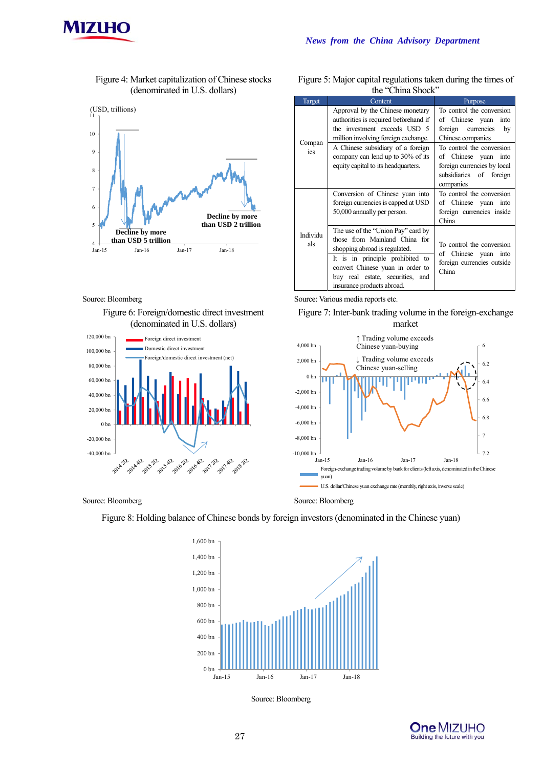Figure 4: Market capitalization of Chinese stocks (denominated in U.S. dollars)

(USD, trillions)

Decline by more than USD 5 trillion

Decline by more than USD 2 trillion

Source: Bloomberg

Figure 5: Major capital regulations taken during the times of the "China Shock"

| Target | Content | Purpose |
|---|---|---|
| Companies | Approval by the Chinese monetary authorities is required beforehand if the investment exceeds USD 5 million involving foreign exchange. | To control the conversion of Chinese yuan into foreign currencies by Chinese companies |
| | A Chinese subsidiary of a foreign company can lend up to 30% of its equity capital to its headquarters. | To control the conversion of Chinese yuan into foreign currencies by local subsidiaries of foreign companies |
| Individuals | Conversion of Chinese yuan into foreign currencies is capped at USD 50,000 annually per person. | To control the conversion of Chinese yuan into foreign currencies inside China |
| | The use of the "Union Pay" card by those from Mainland China for shopping abroad is regulated. | To control the conversion of Chinese yuan into foreign currencies outside China |
| | It is in principle prohibited to convert Chinese yuan in order to buy real estate, securities, and insurance products abroad. | |

Source: Various media reports etc.

Figure 6: Foreign/domestic direct investment (denominated in U.S. dollars)

Foreign direct investment
Domestic direct investment
Foreign/domestic direct investment (net)

Source: Bloomberg

Figure 7: Inter-bank trading volume in the foreign-exchange market

↑ Trading volume exceeds Chinese yuan-buying

↓ Trading volume exceeds Chinese yuan-selling

Foreign-exchange trading volume by bank for clients (left axis, denominated in the Chinese yuan)

U.S. dollar/Chinese yuan exchange rate (monthly, right axis, inverse scale)

Source: Bloomberg

Figure 8: Holding balance of Chinese bonds by foreign investors (denominated in the Chinese yuan)

Source: Bloomberg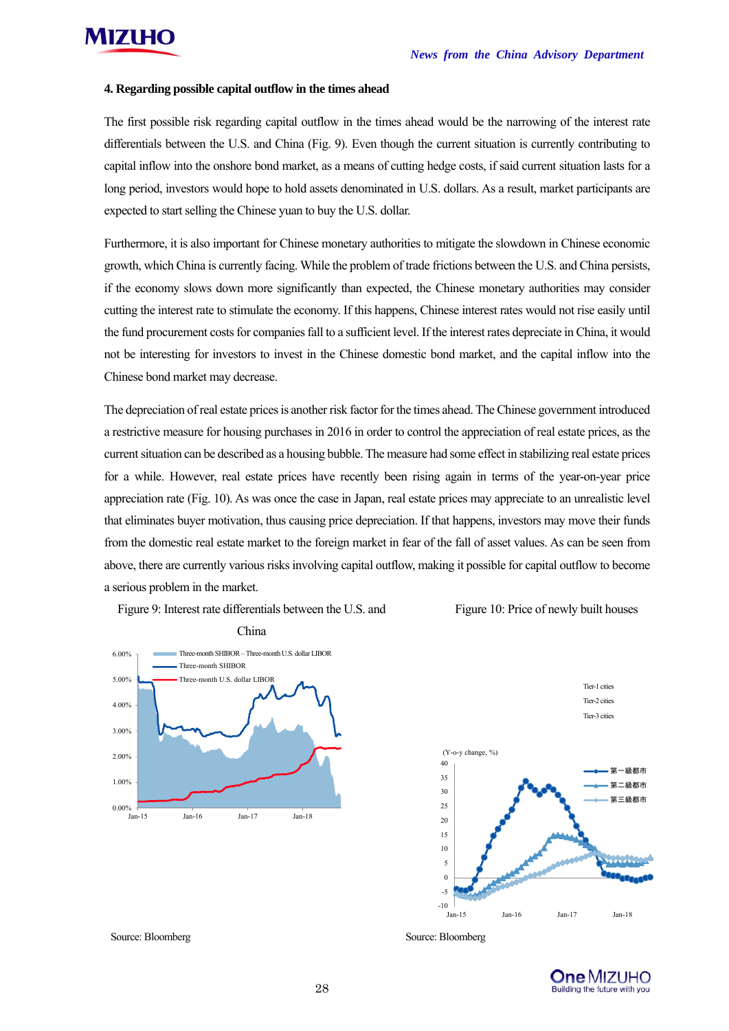#### 4. Regarding possible capital outflow in the times ahead

The first possible risk regarding capital outflow in the times ahead would be the narrowing of the interest rate differentials between the U.S. and China (Fig. 9). Even though the current situation is currently contributing to capital inflow into the onshore bond market, as a means of cutting hedge costs, if said current situation lasts for a long period, investors would hope to hold assets denominated in U.S. dollars. As a result, market participants are expected to start selling the Chinese yuan to buy the U.S. dollar.

Furthermore, it is also important for Chinese monetary authorities to mitigate the slowdown in Chinese economic growth, which China is currently facing. While the problem of trade frictions between the U.S. and China persists, if the economy slows down more significantly than expected, the Chinese monetary authorities may consider cutting the interest rate to stimulate the economy. If this happens, Chinese interest rates would not rise easily until the fund procurement costs for companies fall to a sufficient level. If the interest rates depreciate in China, it would not be interesting for investors to invest in the Chinese domestic bond market, and the capital inflow into the Chinese bond market may decrease.

The depreciation of real estate prices is another risk factor for the times ahead. The Chinese government introduced a restrictive measure for housing purchases in 2016 in order to control the appreciation of real estate prices, as the current situation can be described as a housing bubble. The measure had some effect in stabilizing real estate prices for a while. However, real estate prices have recently been rising again in terms of the year-on-year price appreciation rate (Fig. 10). As was once the case in Japan, real estate prices may appreciate to an unrealistic level that eliminates buyer motivation, thus causing price depreciation. If that happens, investors may move their funds from the domestic real estate market to the foreign market in fear of the fall of asset values. As can be seen from above, there are currently various risks involving capital outflow, making it possible for capital outflow to become a serious problem in the market.

Figure 9: Interest rate differentials between the U.S. and China

Source: Bloomberg

Figure 10: Price of newly built houses

Source: Bloomberg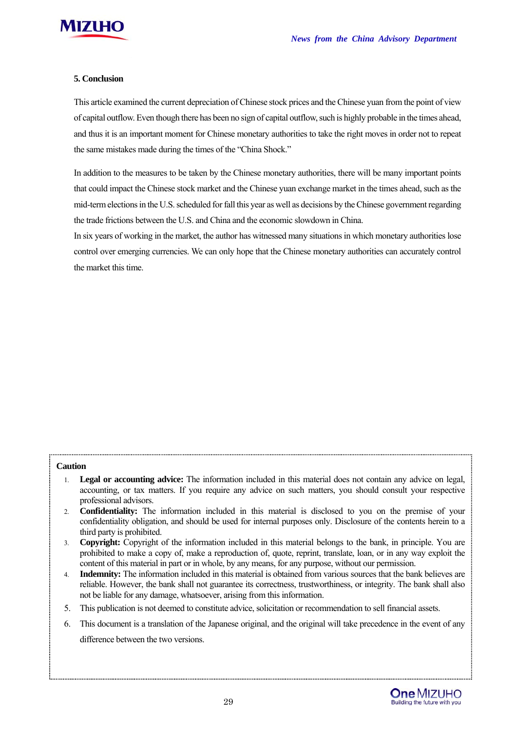## 5. Conclusion

This article examined the current depreciation of Chinese stock prices and the Chinese yuan from the point of view of capital outflow. Even though there has been no sign of capital outflow, such is highly probable in the times ahead, and thus it is an important moment for Chinese monetary authorities to take the right moves in order not to repeat the same mistakes made during the times of the "China Shock."

In addition to the measures to be taken by the Chinese monetary authorities, there will be many important points that could impact the Chinese stock market and the Chinese yuan exchange market in the times ahead, such as the mid-term elections in the U.S. scheduled for fall this year as well as decisions by the Chinese government regarding the trade frictions between the U.S. and China and the economic slowdown in China.

In six years of working in the market, the author has witnessed many situations in which monetary authorities lose control over emerging currencies. We can only hope that the Chinese monetary authorities can accurately control the market this time.

**Caution**

1. **Legal or accounting advice:** The information included in this material does not contain any advice on legal, accounting, or tax matters. If you require any advice on such matters, you should consult your respective professional advisors.
2. **Confidentiality:** The information included in this material is disclosed to you on the premise of your confidentiality obligation, and should be used for internal purposes only. Disclosure of the contents herein to a third party is prohibited.
3. **Copyright:** Copyright of the information included in this material belongs to the bank, in principle. You are prohibited to make a copy of, make a reproduction of, quote, reprint, translate, loan, or in any way exploit the content of this material in part or in whole, by any means, for any purpose, without our permission.
4. **Indemnity:** The information included in this material is obtained from various sources that the bank believes are reliable. However, the bank shall not guarantee its correctness, trustworthiness, or integrity. The bank shall also not be liable for any damage, whatsoever, arising from this information.
5. This publication is not deemed to constitute advice, solicitation or recommendation to sell financial assets.
6. This document is a translation of the Japanese original, and the original will take precedence in the event of any difference between the two versions.